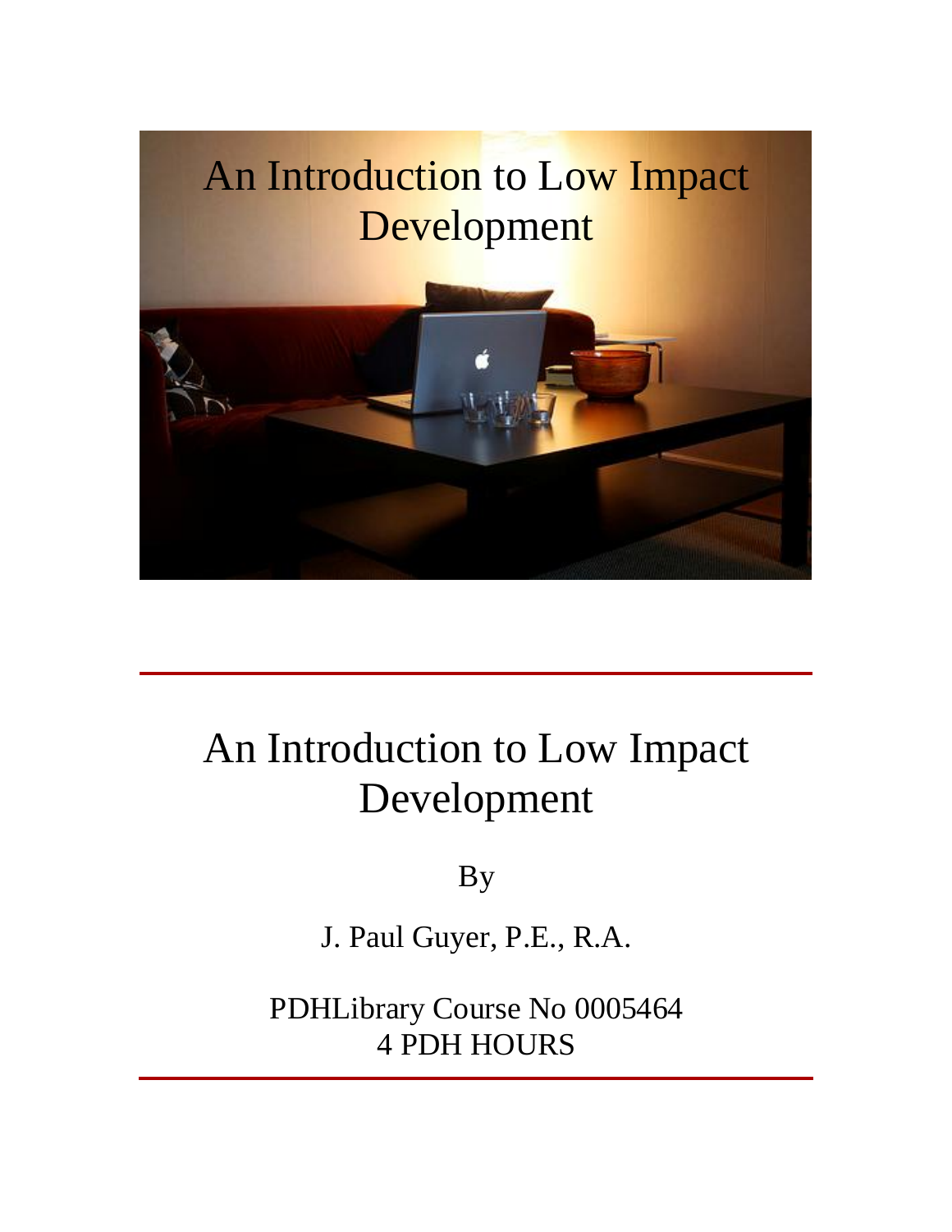# An Introduction to Low Impact Development

By

J. Paul Guyer, P.E., R.A.

PDHLibrary Course No 0005464

4 PDH HOURS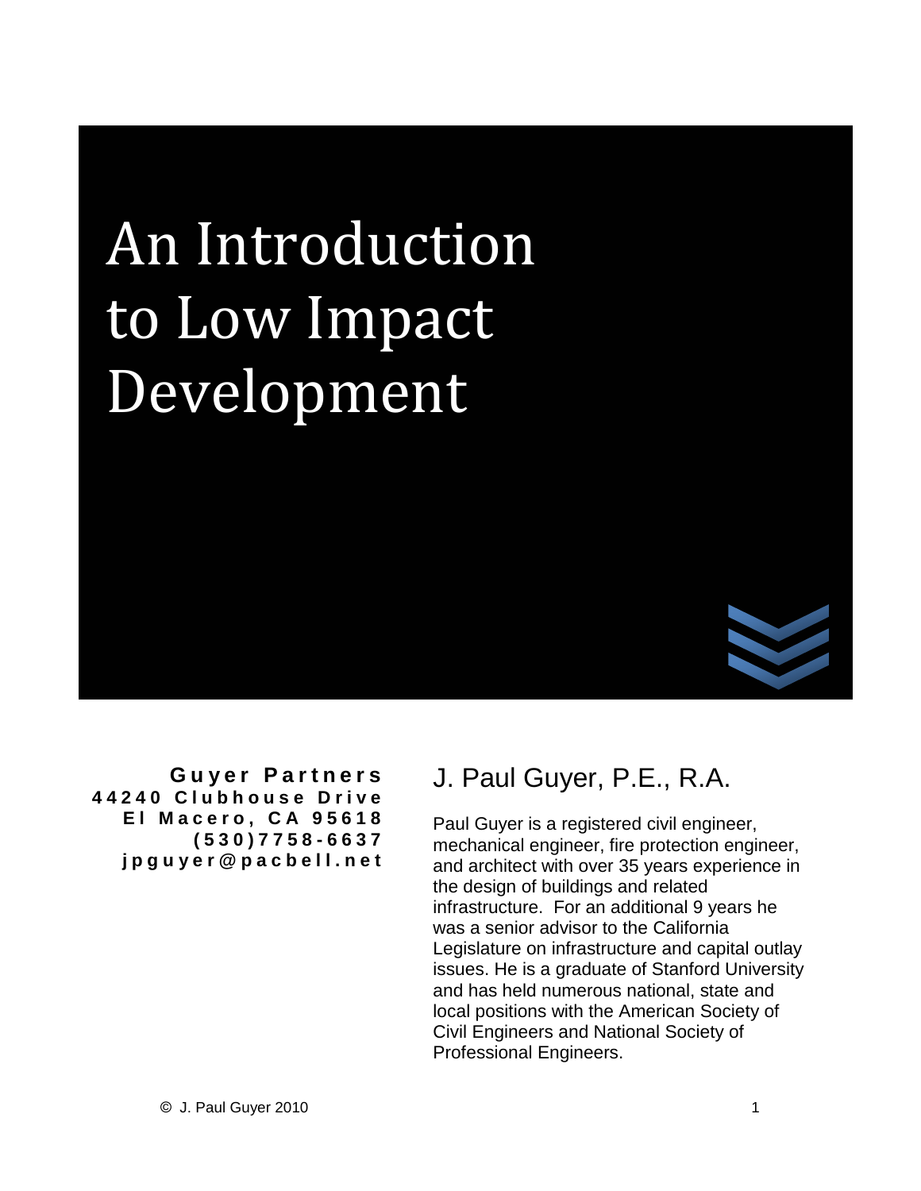# An Introduction to Low Impact Development

**Guyer Partners**
**44240 Clubhouse Drive**
**El Macero, CA 95618**
**(530)7758-6637**
**jpguyer@pacbell.net**

## J. Paul Guyer, P.E., R.A.

Paul Guyer is a registered civil engineer, mechanical engineer, fire protection engineer, and architect with over 35 years experience in the design of buildings and related infrastructure. For an additional 9 years he was a senior advisor to the California Legislature on infrastructure and capital outlay issues. He is a graduate of Stanford University and has held numerous national, state and local positions with the American Society of Civil Engineers and National Society of Professional Engineers.

© J. Paul Guyer 2010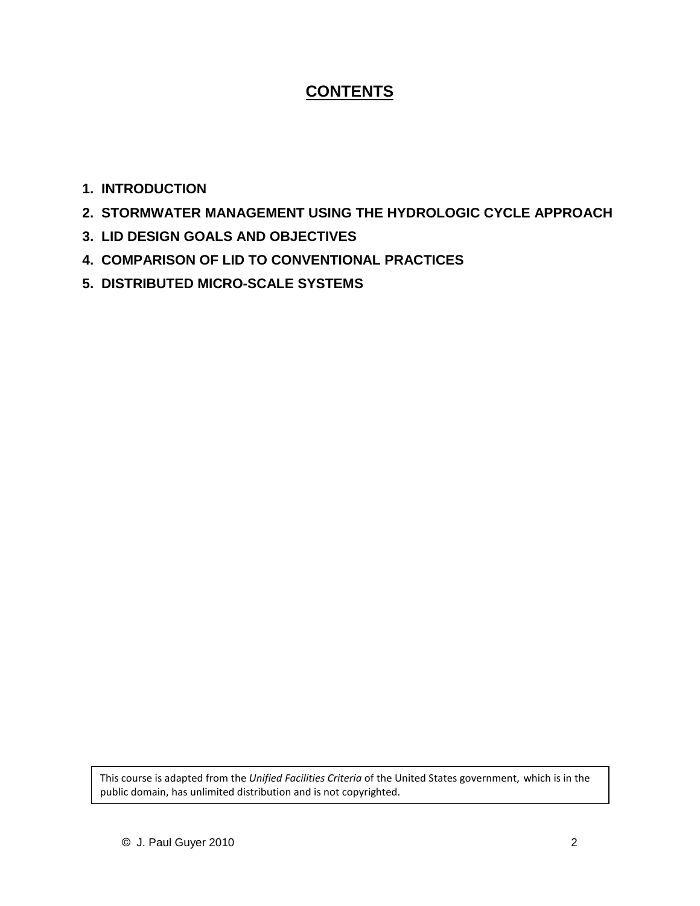# CONTENTS

1. INTRODUCTION
2. STORMWATER MANAGEMENT USING THE HYDROLOGIC CYCLE APPROACH
3. LID DESIGN GOALS AND OBJECTIVES
4. COMPARISON OF LID TO CONVENTIONAL PRACTICES
5. DISTRIBUTED MICRO-SCALE SYSTEMS

This course is adapted from the *Unified Facilities Criteria* of the United States government, which is in the public domain, has unlimited distribution and is not copyrighted.

© J. Paul Guyer 2010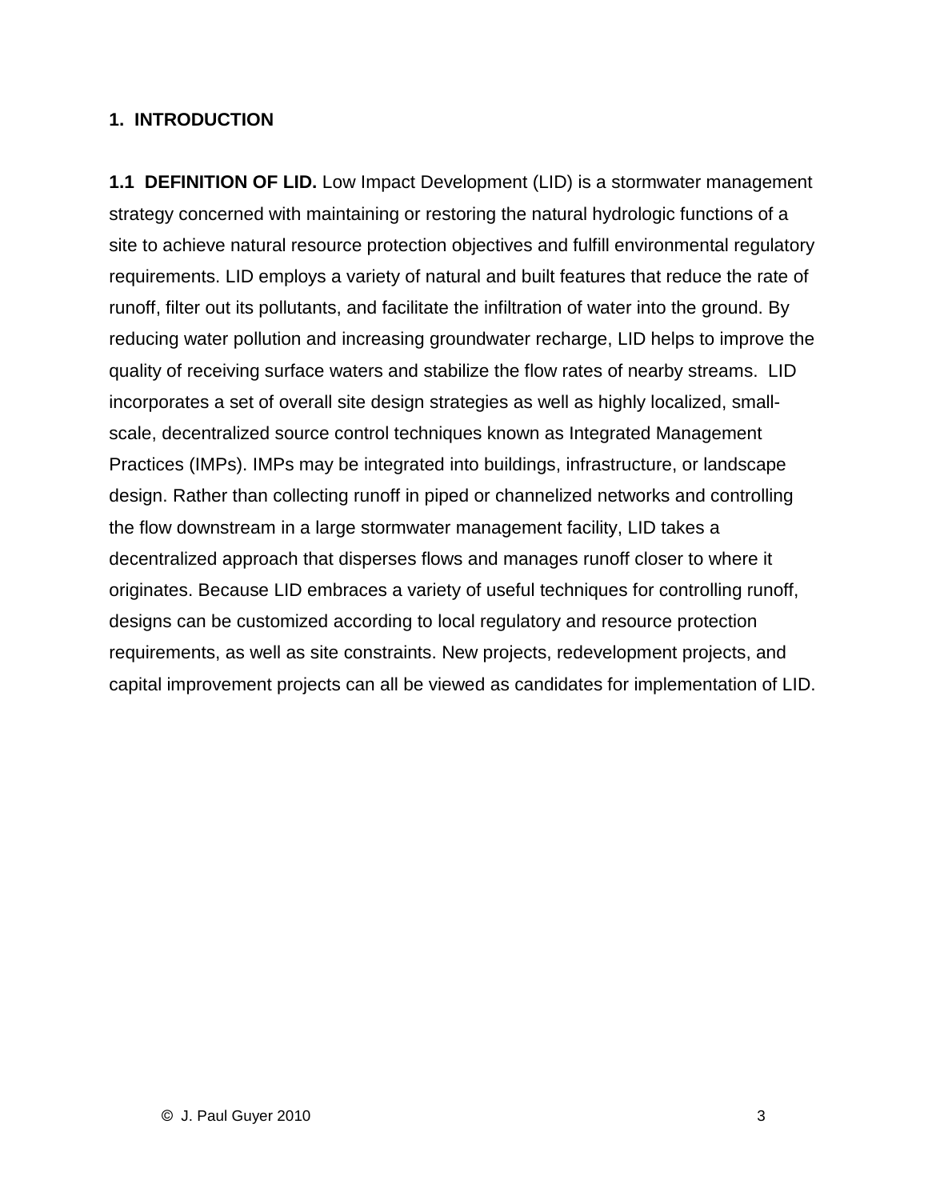## 1. INTRODUCTION

**1.1 DEFINITION OF LID.** Low Impact Development (LID) is a stormwater management strategy concerned with maintaining or restoring the natural hydrologic functions of a site to achieve natural resource protection objectives and fulfill environmental regulatory requirements. LID employs a variety of natural and built features that reduce the rate of runoff, filter out its pollutants, and facilitate the infiltration of water into the ground. By reducing water pollution and increasing groundwater recharge, LID helps to improve the quality of receiving surface waters and stabilize the flow rates of nearby streams. LID incorporates a set of overall site design strategies as well as highly localized, small-scale, decentralized source control techniques known as Integrated Management Practices (IMPs). IMPs may be integrated into buildings, infrastructure, or landscape design. Rather than collecting runoff in piped or channelized networks and controlling the flow downstream in a large stormwater management facility, LID takes a decentralized approach that disperses flows and manages runoff closer to where it originates. Because LID embraces a variety of useful techniques for controlling runoff, designs can be customized according to local regulatory and resource protection requirements, as well as site constraints. New projects, redevelopment projects, and capital improvement projects can all be viewed as candidates for implementation of LID.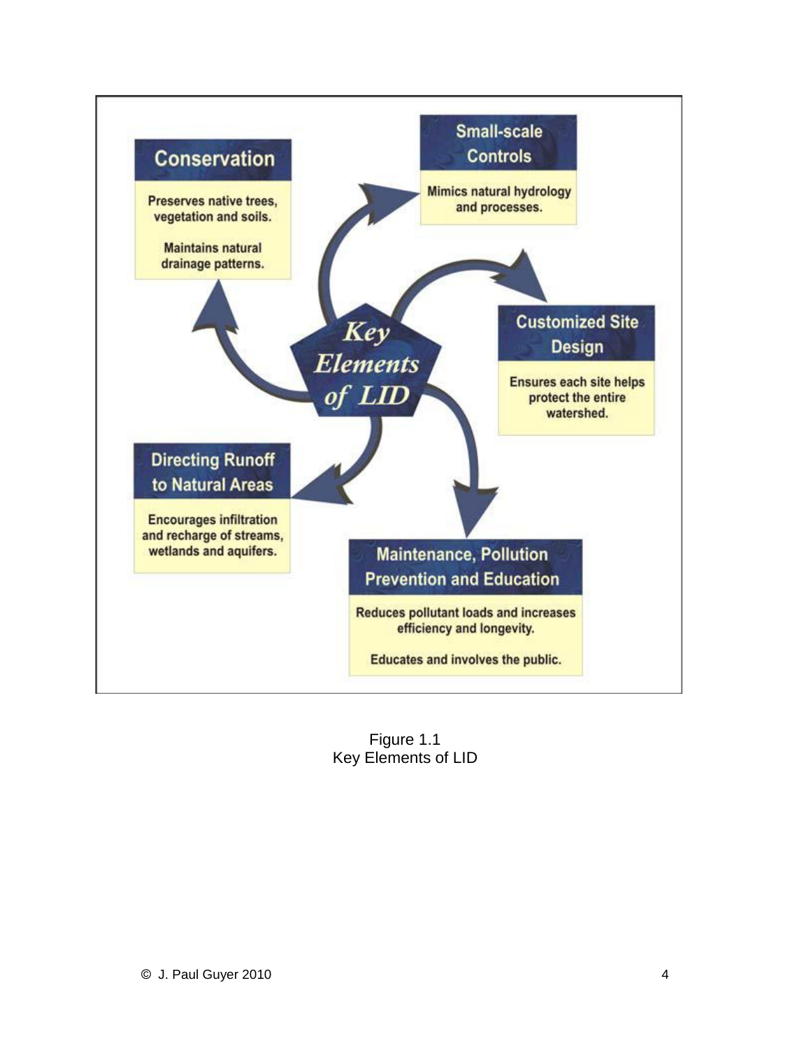**Conservation**

Preserves native trees, vegetation and soils.

Maintains natural drainage patterns.

**Small-scale Controls**

Mimics natural hydrology and processes.

**Key Elements of LID**

**Customized Site Design**

Ensures each site helps protect the entire watershed.

**Directing Runoff to Natural Areas**

Encourages infiltration and recharge of streams, wetlands and aquifers.

**Maintenance, Pollution Prevention and Education**

Reduces pollutant loads and increases efficiency and longevity.

Educates and involves the public.

Figure 1.1
Key Elements of LID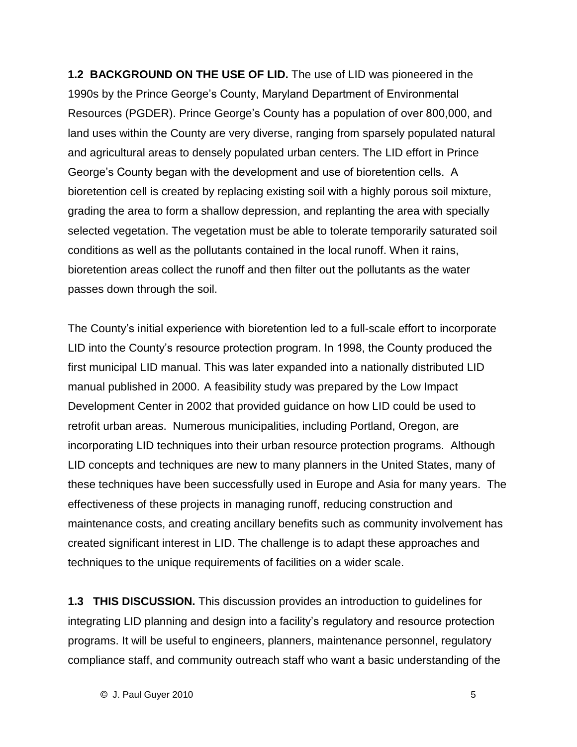**1.2 BACKGROUND ON THE USE OF LID.** The use of LID was pioneered in the 1990s by the Prince George's County, Maryland Department of Environmental Resources (PGDER). Prince George's County has a population of over 800,000, and land uses within the County are very diverse, ranging from sparsely populated natural and agricultural areas to densely populated urban centers. The LID effort in Prince George's County began with the development and use of bioretention cells. A bioretention cell is created by replacing existing soil with a highly porous soil mixture, grading the area to form a shallow depression, and replanting the area with specially selected vegetation. The vegetation must be able to tolerate temporarily saturated soil conditions as well as the pollutants contained in the local runoff. When it rains, bioretention areas collect the runoff and then filter out the pollutants as the water passes down through the soil.

The County's initial experience with bioretention led to a full-scale effort to incorporate LID into the County's resource protection program. In 1998, the County produced the first municipal LID manual. This was later expanded into a nationally distributed LID manual published in 2000. A feasibility study was prepared by the Low Impact Development Center in 2002 that provided guidance on how LID could be used to retrofit urban areas. Numerous municipalities, including Portland, Oregon, are incorporating LID techniques into their urban resource protection programs. Although LID concepts and techniques are new to many planners in the United States, many of these techniques have been successfully used in Europe and Asia for many years. The effectiveness of these projects in managing runoff, reducing construction and maintenance costs, and creating ancillary benefits such as community involvement has created significant interest in LID. The challenge is to adapt these approaches and techniques to the unique requirements of facilities on a wider scale.

**1.3 THIS DISCUSSION.** This discussion provides an introduction to guidelines for integrating LID planning and design into a facility's regulatory and resource protection programs. It will be useful to engineers, planners, maintenance personnel, regulatory compliance staff, and community outreach staff who want a basic understanding of the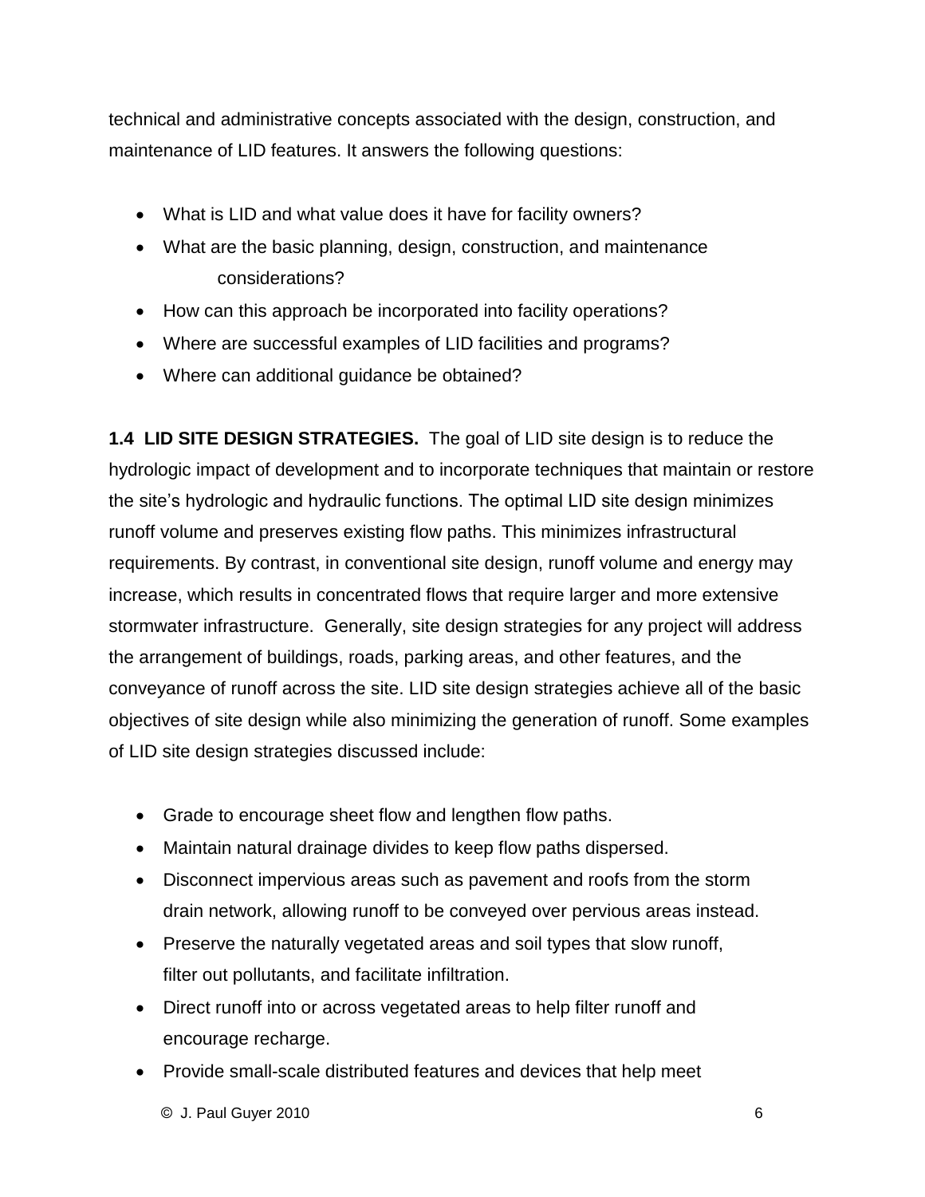technical and administrative concepts associated with the design, construction, and maintenance of LID features. It answers the following questions:

- What is LID and what value does it have for facility owners?
- What are the basic planning, design, construction, and maintenance considerations?
- How can this approach be incorporated into facility operations?
- Where are successful examples of LID facilities and programs?
- Where can additional guidance be obtained?

**1.4 LID SITE DESIGN STRATEGIES.** The goal of LID site design is to reduce the hydrologic impact of development and to incorporate techniques that maintain or restore the site's hydrologic and hydraulic functions. The optimal LID site design minimizes runoff volume and preserves existing flow paths. This minimizes infrastructural requirements. By contrast, in conventional site design, runoff volume and energy may increase, which results in concentrated flows that require larger and more extensive stormwater infrastructure. Generally, site design strategies for any project will address the arrangement of buildings, roads, parking areas, and other features, and the conveyance of runoff across the site. LID site design strategies achieve all of the basic objectives of site design while also minimizing the generation of runoff. Some examples of LID site design strategies discussed include:

- Grade to encourage sheet flow and lengthen flow paths.
- Maintain natural drainage divides to keep flow paths dispersed.
- Disconnect impervious areas such as pavement and roofs from the storm drain network, allowing runoff to be conveyed over pervious areas instead.
- Preserve the naturally vegetated areas and soil types that slow runoff, filter out pollutants, and facilitate infiltration.
- Direct runoff into or across vegetated areas to help filter runoff and encourage recharge.
- Provide small-scale distributed features and devices that help meet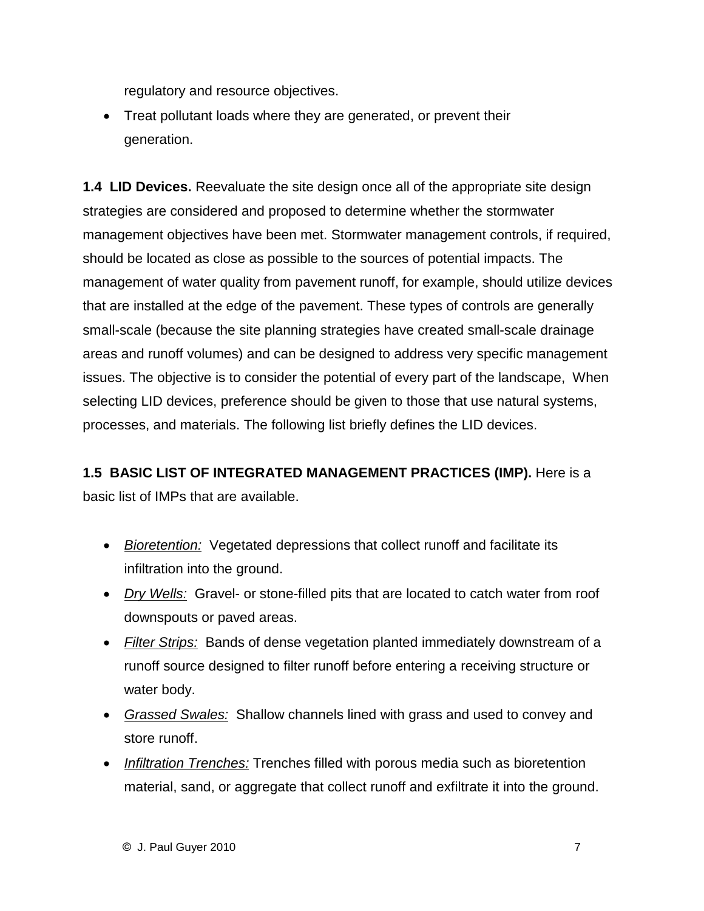regulatory and resource objectives.

- Treat pollutant loads where they are generated, or prevent their generation.

**1.4 LID Devices.** Reevaluate the site design once all of the appropriate site design strategies are considered and proposed to determine whether the stormwater management objectives have been met. Stormwater management controls, if required, should be located as close as possible to the sources of potential impacts. The management of water quality from pavement runoff, for example, should utilize devices that are installed at the edge of the pavement. These types of controls are generally small-scale (because the site planning strategies have created small-scale drainage areas and runoff volumes) and can be designed to address very specific management issues. The objective is to consider the potential of every part of the landscape, When selecting LID devices, preference should be given to those that use natural systems, processes, and materials. The following list briefly defines the LID devices.

**1.5 BASIC LIST OF INTEGRATED MANAGEMENT PRACTICES (IMP).** Here is a basic list of IMPs that are available.

- *Bioretention:* Vegetated depressions that collect runoff and facilitate its infiltration into the ground.
- *Dry Wells:* Gravel- or stone-filled pits that are located to catch water from roof downspouts or paved areas.
- *Filter Strips:* Bands of dense vegetation planted immediately downstream of a runoff source designed to filter runoff before entering a receiving structure or water body.
- *Grassed Swales:* Shallow channels lined with grass and used to convey and store runoff.
- *Infiltration Trenches:* Trenches filled with porous media such as bioretention material, sand, or aggregate that collect runoff and exfiltrate it into the ground.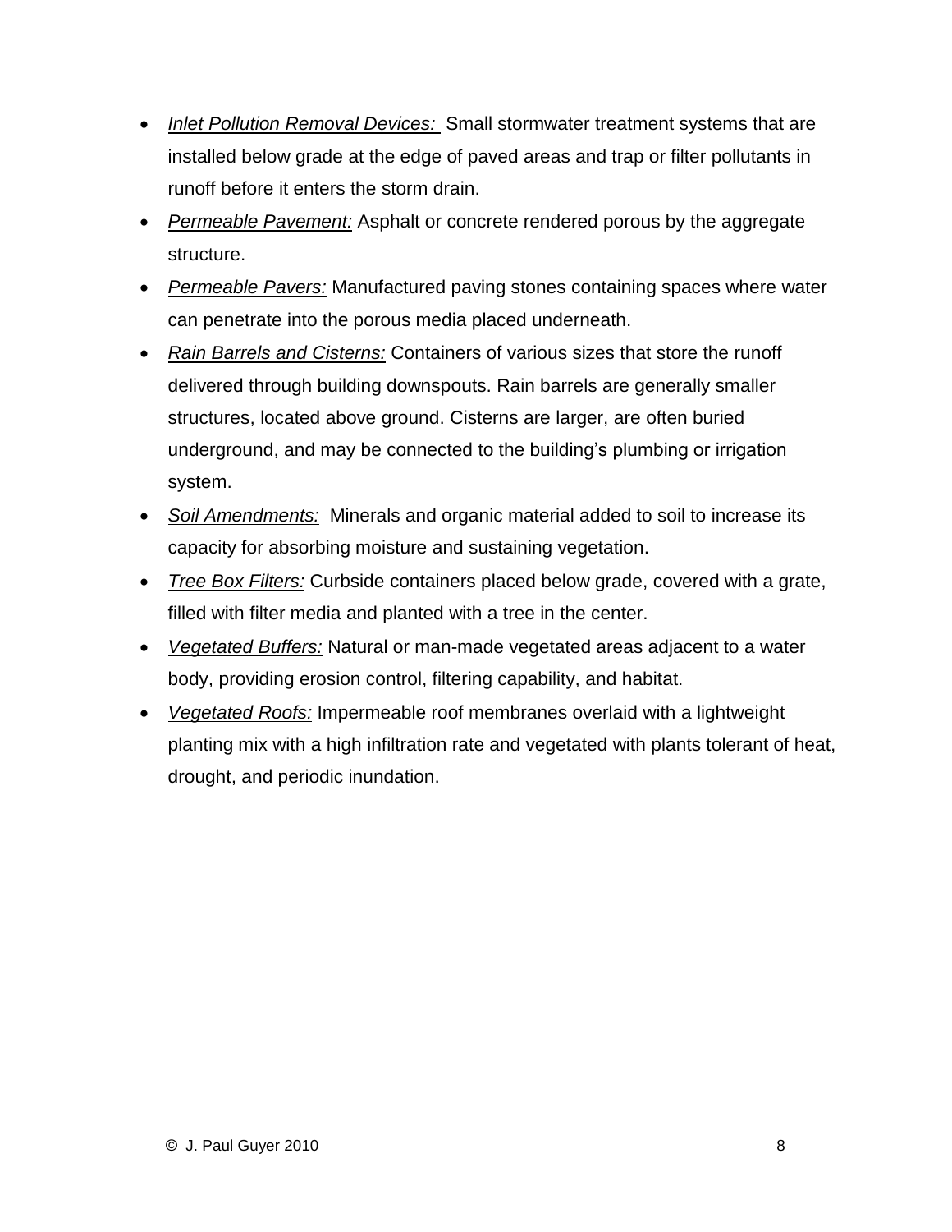- *Inlet Pollution Removal Devices:* Small stormwater treatment systems that are installed below grade at the edge of paved areas and trap or filter pollutants in runoff before it enters the storm drain.
- *Permeable Pavement:* Asphalt or concrete rendered porous by the aggregate structure.
- *Permeable Pavers:* Manufactured paving stones containing spaces where water can penetrate into the porous media placed underneath.
- *Rain Barrels and Cisterns:* Containers of various sizes that store the runoff delivered through building downspouts. Rain barrels are generally smaller structures, located above ground. Cisterns are larger, are often buried underground, and may be connected to the building's plumbing or irrigation system.
- *Soil Amendments:* Minerals and organic material added to soil to increase its capacity for absorbing moisture and sustaining vegetation.
- *Tree Box Filters:* Curbside containers placed below grade, covered with a grate, filled with filter media and planted with a tree in the center.
- *Vegetated Buffers:* Natural or man-made vegetated areas adjacent to a water body, providing erosion control, filtering capability, and habitat.
- *Vegetated Roofs:* Impermeable roof membranes overlaid with a lightweight planting mix with a high infiltration rate and vegetated with plants tolerant of heat, drought, and periodic inundation.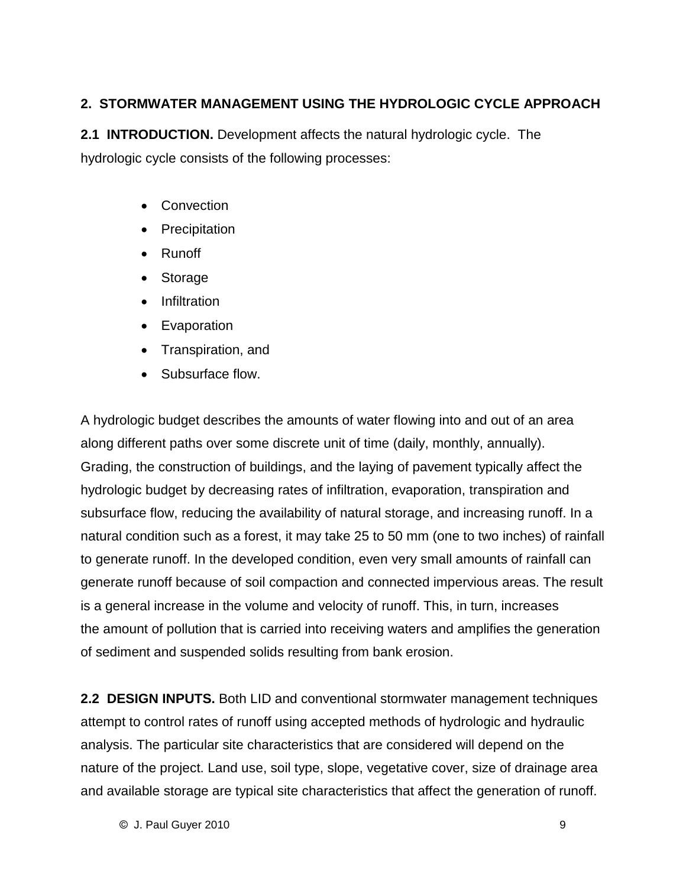## 2. STORMWATER MANAGEMENT USING THE HYDROLOGIC CYCLE APPROACH

**2.1 INTRODUCTION.** Development affects the natural hydrologic cycle. The hydrologic cycle consists of the following processes:

- Convection
- Precipitation
- Runoff
- Storage
- Infiltration
- Evaporation
- Transpiration, and
- Subsurface flow.

A hydrologic budget describes the amounts of water flowing into and out of an area along different paths over some discrete unit of time (daily, monthly, annually). Grading, the construction of buildings, and the laying of pavement typically affect the hydrologic budget by decreasing rates of infiltration, evaporation, transpiration and subsurface flow, reducing the availability of natural storage, and increasing runoff. In a natural condition such as a forest, it may take 25 to 50 mm (one to two inches) of rainfall to generate runoff. In the developed condition, even very small amounts of rainfall can generate runoff because of soil compaction and connected impervious areas. The result is a general increase in the volume and velocity of runoff. This, in turn, increases the amount of pollution that is carried into receiving waters and amplifies the generation of sediment and suspended solids resulting from bank erosion.

**2.2 DESIGN INPUTS.** Both LID and conventional stormwater management techniques attempt to control rates of runoff using accepted methods of hydrologic and hydraulic analysis. The particular site characteristics that are considered will depend on the nature of the project. Land use, soil type, slope, vegetative cover, size of drainage area and available storage are typical site characteristics that affect the generation of runoff.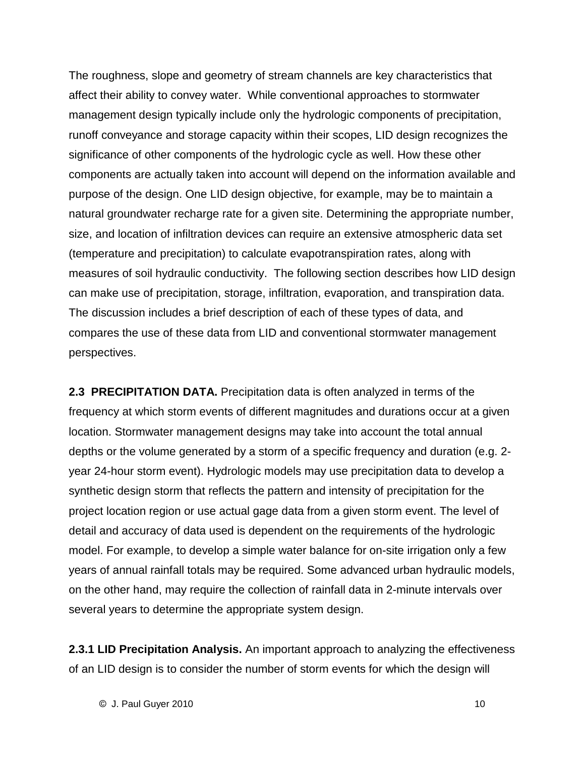The roughness, slope and geometry of stream channels are key characteristics that affect their ability to convey water. While conventional approaches to stormwater management design typically include only the hydrologic components of precipitation, runoff conveyance and storage capacity within their scopes, LID design recognizes the significance of other components of the hydrologic cycle as well. How these other components are actually taken into account will depend on the information available and purpose of the design. One LID design objective, for example, may be to maintain a natural groundwater recharge rate for a given site. Determining the appropriate number, size, and location of infiltration devices can require an extensive atmospheric data set (temperature and precipitation) to calculate evapotranspiration rates, along with measures of soil hydraulic conductivity. The following section describes how LID design can make use of precipitation, storage, infiltration, evaporation, and transpiration data. The discussion includes a brief description of each of these types of data, and compares the use of these data from LID and conventional stormwater management perspectives.

**2.3 PRECIPITATION DATA.** Precipitation data is often analyzed in terms of the frequency at which storm events of different magnitudes and durations occur at a given location. Stormwater management designs may take into account the total annual depths or the volume generated by a storm of a specific frequency and duration (e.g. 2-year 24-hour storm event). Hydrologic models may use precipitation data to develop a synthetic design storm that reflects the pattern and intensity of precipitation for the project location region or use actual gage data from a given storm event. The level of detail and accuracy of data used is dependent on the requirements of the hydrologic model. For example, to develop a simple water balance for on-site irrigation only a few years of annual rainfall totals may be required. Some advanced urban hydraulic models, on the other hand, may require the collection of rainfall data in 2-minute intervals over several years to determine the appropriate system design.

**2.3.1 LID Precipitation Analysis.** An important approach to analyzing the effectiveness of an LID design is to consider the number of storm events for which the design will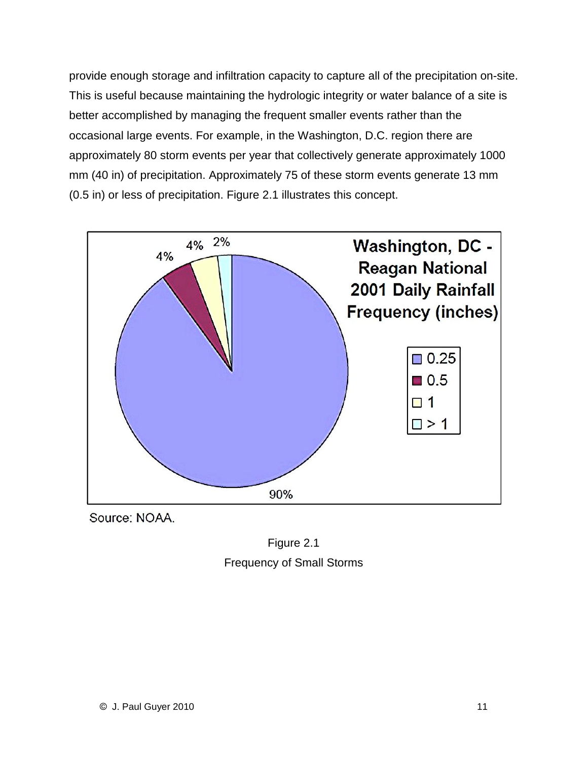provide enough storage and infiltration capacity to capture all of the precipitation on-site. This is useful because maintaining the hydrologic integrity or water balance of a site is better accomplished by managing the frequent smaller events rather than the occasional large events. For example, in the Washington, D.C. region there are approximately 80 storm events per year that collectively generate approximately 1000 mm (40 in) of precipitation. Approximately 75 of these storm events generate 13 mm (0.5 in) or less of precipitation. Figure 2.1 illustrates this concept.

Source: NOAA.

Figure 2.1
Frequency of Small Storms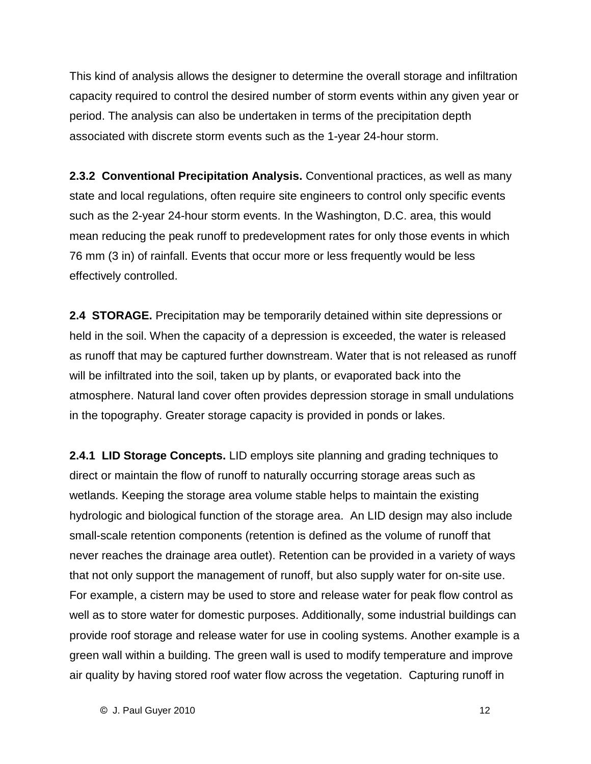This kind of analysis allows the designer to determine the overall storage and infiltration capacity required to control the desired number of storm events within any given year or period. The analysis can also be undertaken in terms of the precipitation depth associated with discrete storm events such as the 1-year 24-hour storm.

**2.3.2 Conventional Precipitation Analysis.** Conventional practices, as well as many state and local regulations, often require site engineers to control only specific events such as the 2-year 24-hour storm events. In the Washington, D.C. area, this would mean reducing the peak runoff to predevelopment rates for only those events in which 76 mm (3 in) of rainfall. Events that occur more or less frequently would be less effectively controlled.

**2.4 STORAGE.** Precipitation may be temporarily detained within site depressions or held in the soil. When the capacity of a depression is exceeded, the water is released as runoff that may be captured further downstream. Water that is not released as runoff will be infiltrated into the soil, taken up by plants, or evaporated back into the atmosphere. Natural land cover often provides depression storage in small undulations in the topography. Greater storage capacity is provided in ponds or lakes.

**2.4.1 LID Storage Concepts.** LID employs site planning and grading techniques to direct or maintain the flow of runoff to naturally occurring storage areas such as wetlands. Keeping the storage area volume stable helps to maintain the existing hydrologic and biological function of the storage area. An LID design may also include small-scale retention components (retention is defined as the volume of runoff that never reaches the drainage area outlet). Retention can be provided in a variety of ways that not only support the management of runoff, but also supply water for on-site use. For example, a cistern may be used to store and release water for peak flow control as well as to store water for domestic purposes. Additionally, some industrial buildings can provide roof storage and release water for use in cooling systems. Another example is a green wall within a building. The green wall is used to modify temperature and improve air quality by having stored roof water flow across the vegetation. Capturing runoff in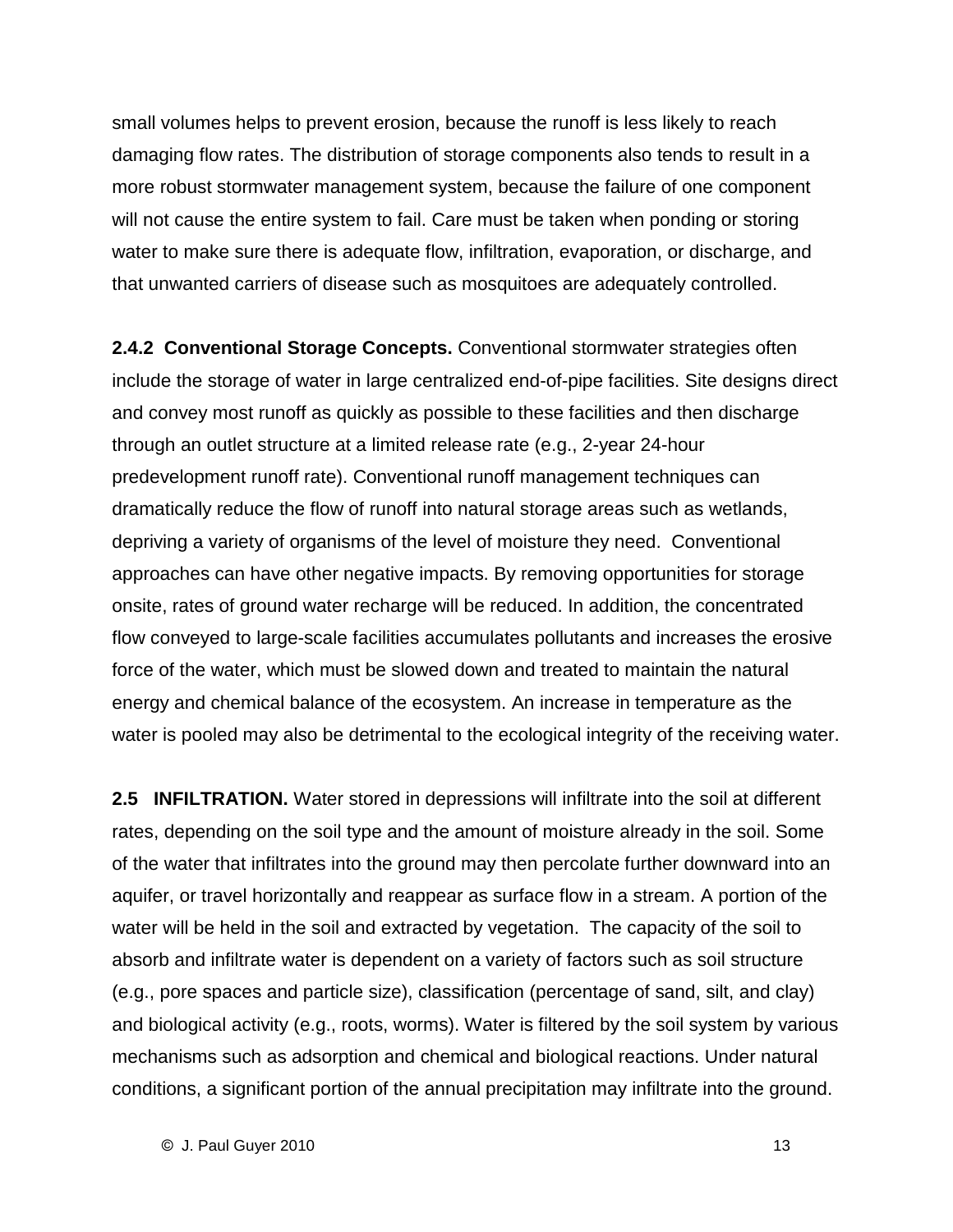small volumes helps to prevent erosion, because the runoff is less likely to reach damaging flow rates. The distribution of storage components also tends to result in a more robust stormwater management system, because the failure of one component will not cause the entire system to fail. Care must be taken when ponding or storing water to make sure there is adequate flow, infiltration, evaporation, or discharge, and that unwanted carriers of disease such as mosquitoes are adequately controlled.

**2.4.2 Conventional Storage Concepts.** Conventional stormwater strategies often include the storage of water in large centralized end-of-pipe facilities. Site designs direct and convey most runoff as quickly as possible to these facilities and then discharge through an outlet structure at a limited release rate (e.g., 2-year 24-hour predevelopment runoff rate). Conventional runoff management techniques can dramatically reduce the flow of runoff into natural storage areas such as wetlands, depriving a variety of organisms of the level of moisture they need. Conventional approaches can have other negative impacts. By removing opportunities for storage onsite, rates of ground water recharge will be reduced. In addition, the concentrated flow conveyed to large-scale facilities accumulates pollutants and increases the erosive force of the water, which must be slowed down and treated to maintain the natural energy and chemical balance of the ecosystem. An increase in temperature as the water is pooled may also be detrimental to the ecological integrity of the receiving water.

**2.5 INFILTRATION.** Water stored in depressions will infiltrate into the soil at different rates, depending on the soil type and the amount of moisture already in the soil. Some of the water that infiltrates into the ground may then percolate further downward into an aquifer, or travel horizontally and reappear as surface flow in a stream. A portion of the water will be held in the soil and extracted by vegetation. The capacity of the soil to absorb and infiltrate water is dependent on a variety of factors such as soil structure (e.g., pore spaces and particle size), classification (percentage of sand, silt, and clay) and biological activity (e.g., roots, worms). Water is filtered by the soil system by various mechanisms such as adsorption and chemical and biological reactions. Under natural conditions, a significant portion of the annual precipitation may infiltrate into the ground.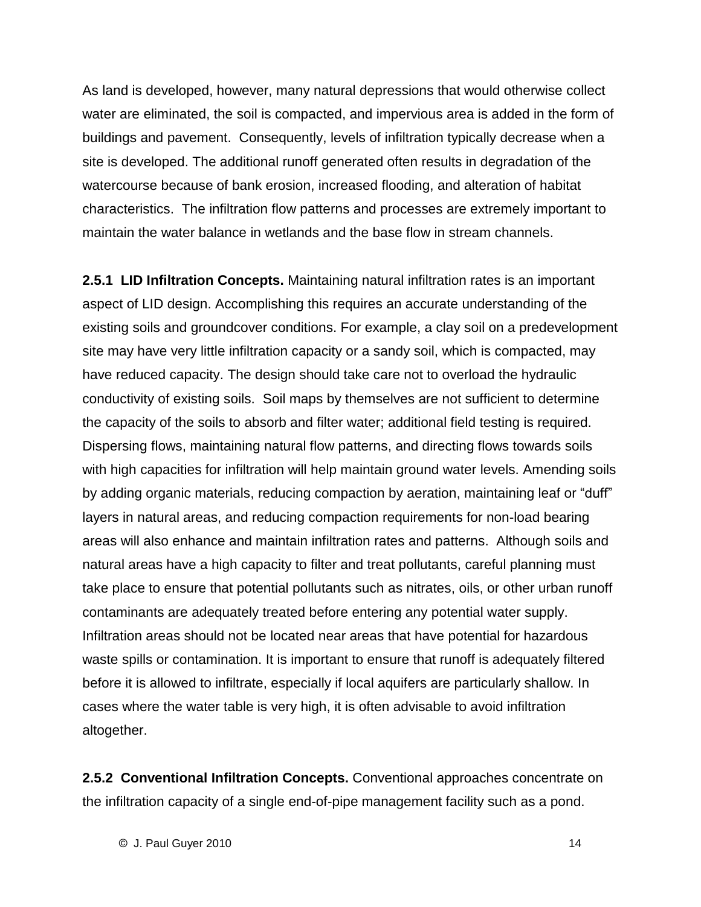As land is developed, however, many natural depressions that would otherwise collect water are eliminated, the soil is compacted, and impervious area is added in the form of buildings and pavement. Consequently, levels of infiltration typically decrease when a site is developed. The additional runoff generated often results in degradation of the watercourse because of bank erosion, increased flooding, and alteration of habitat characteristics. The infiltration flow patterns and processes are extremely important to maintain the water balance in wetlands and the base flow in stream channels.

**2.5.1 LID Infiltration Concepts.** Maintaining natural infiltration rates is an important aspect of LID design. Accomplishing this requires an accurate understanding of the existing soils and groundcover conditions. For example, a clay soil on a predevelopment site may have very little infiltration capacity or a sandy soil, which is compacted, may have reduced capacity. The design should take care not to overload the hydraulic conductivity of existing soils. Soil maps by themselves are not sufficient to determine the capacity of the soils to absorb and filter water; additional field testing is required. Dispersing flows, maintaining natural flow patterns, and directing flows towards soils with high capacities for infiltration will help maintain ground water levels. Amending soils by adding organic materials, reducing compaction by aeration, maintaining leaf or "duff" layers in natural areas, and reducing compaction requirements for non-load bearing areas will also enhance and maintain infiltration rates and patterns. Although soils and natural areas have a high capacity to filter and treat pollutants, careful planning must take place to ensure that potential pollutants such as nitrates, oils, or other urban runoff contaminants are adequately treated before entering any potential water supply. Infiltration areas should not be located near areas that have potential for hazardous waste spills or contamination. It is important to ensure that runoff is adequately filtered before it is allowed to infiltrate, especially if local aquifers are particularly shallow. In cases where the water table is very high, it is often advisable to avoid infiltration altogether.

**2.5.2 Conventional Infiltration Concepts.** Conventional approaches concentrate on the infiltration capacity of a single end-of-pipe management facility such as a pond.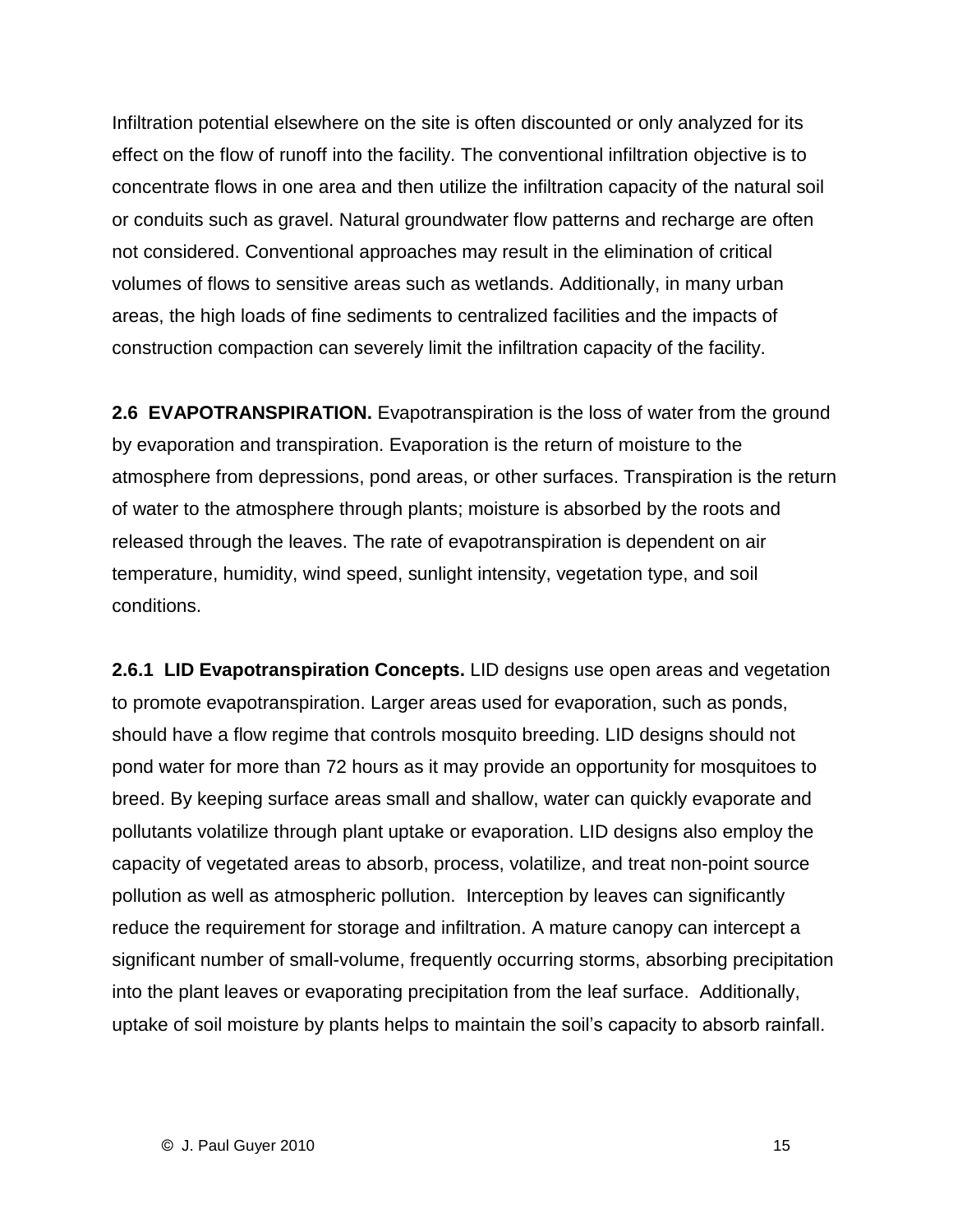Infiltration potential elsewhere on the site is often discounted or only analyzed for its effect on the flow of runoff into the facility. The conventional infiltration objective is to concentrate flows in one area and then utilize the infiltration capacity of the natural soil or conduits such as gravel. Natural groundwater flow patterns and recharge are often not considered. Conventional approaches may result in the elimination of critical volumes of flows to sensitive areas such as wetlands. Additionally, in many urban areas, the high loads of fine sediments to centralized facilities and the impacts of construction compaction can severely limit the infiltration capacity of the facility.

**2.6 EVAPOTRANSPIRATION.** Evapotranspiration is the loss of water from the ground by evaporation and transpiration. Evaporation is the return of moisture to the atmosphere from depressions, pond areas, or other surfaces. Transpiration is the return of water to the atmosphere through plants; moisture is absorbed by the roots and released through the leaves. The rate of evapotranspiration is dependent on air temperature, humidity, wind speed, sunlight intensity, vegetation type, and soil conditions.

**2.6.1 LID Evapotranspiration Concepts.** LID designs use open areas and vegetation to promote evapotranspiration. Larger areas used for evaporation, such as ponds, should have a flow regime that controls mosquito breeding. LID designs should not pond water for more than 72 hours as it may provide an opportunity for mosquitoes to breed. By keeping surface areas small and shallow, water can quickly evaporate and pollutants volatilize through plant uptake or evaporation. LID designs also employ the capacity of vegetated areas to absorb, process, volatilize, and treat non-point source pollution as well as atmospheric pollution. Interception by leaves can significantly reduce the requirement for storage and infiltration. A mature canopy can intercept a significant number of small-volume, frequently occurring storms, absorbing precipitation into the plant leaves or evaporating precipitation from the leaf surface. Additionally, uptake of soil moisture by plants helps to maintain the soil's capacity to absorb rainfall.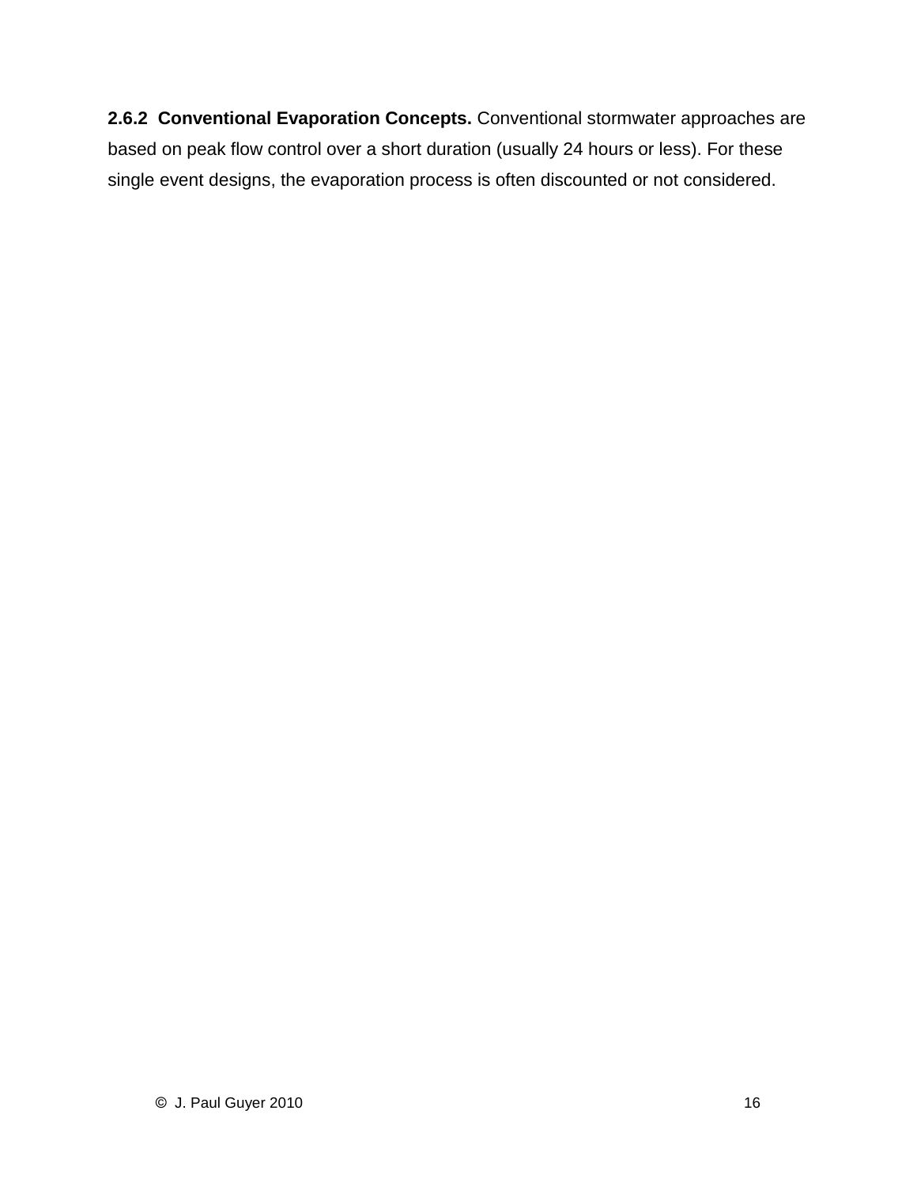**2.6.2 Conventional Evaporation Concepts.** Conventional stormwater approaches are based on peak flow control over a short duration (usually 24 hours or less). For these single event designs, the evaporation process is often discounted or not considered.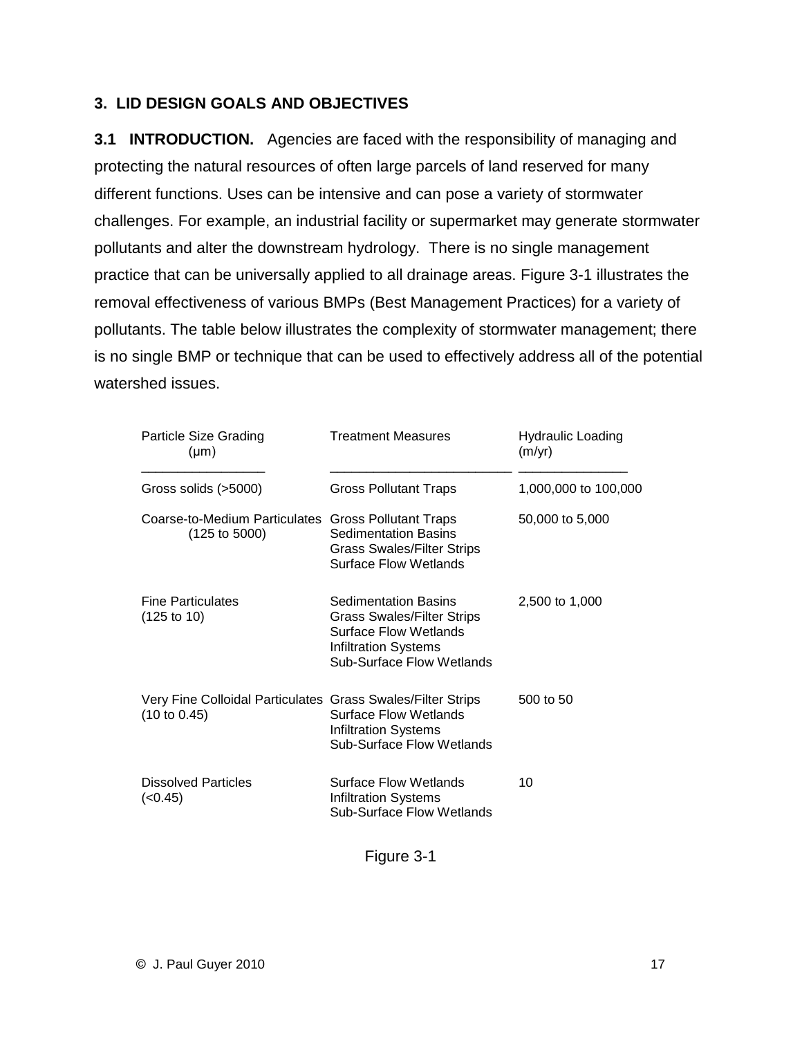## 3. LID DESIGN GOALS AND OBJECTIVES

**3.1 INTRODUCTION.** Agencies are faced with the responsibility of managing and protecting the natural resources of often large parcels of land reserved for many different functions. Uses can be intensive and can pose a variety of stormwater challenges. For example, an industrial facility or supermarket may generate stormwater pollutants and alter the downstream hydrology. There is no single management practice that can be universally applied to all drainage areas. Figure 3-1 illustrates the removal effectiveness of various BMPs (Best Management Practices) for a variety of pollutants. The table below illustrates the complexity of stormwater management; there is no single BMP or technique that can be used to effectively address all of the potential watershed issues.

| Particle Size Grading (μm) | Treatment Measures | Hydraulic Loading (m/yr) |
|---|---|---|
| Gross solids (>5000) | Gross Pollutant Traps | 1,000,000 to 100,000 |
| Coarse-to-Medium Particulates (125 to 5000) | Gross Pollutant Traps<br>Sedimentation Basins<br>Grass Swales/Filter Strips<br>Surface Flow Wetlands | 50,000 to 5,000 |
| Fine Particulates (125 to 10) | Sedimentation Basins<br>Grass Swales/Filter Strips<br>Surface Flow Wetlands<br>Infiltration Systems<br>Sub-Surface Flow Wetlands | 2,500 to 1,000 |
| Very Fine Colloidal Particulates (10 to 0.45) | Grass Swales/Filter Strips<br>Surface Flow Wetlands<br>Infiltration Systems<br>Sub-Surface Flow Wetlands | 500 to 50 |
| Dissolved Particles (<0.45) | Surface Flow Wetlands<br>Infiltration Systems<br>Sub-Surface Flow Wetlands | 10 |

Figure 3-1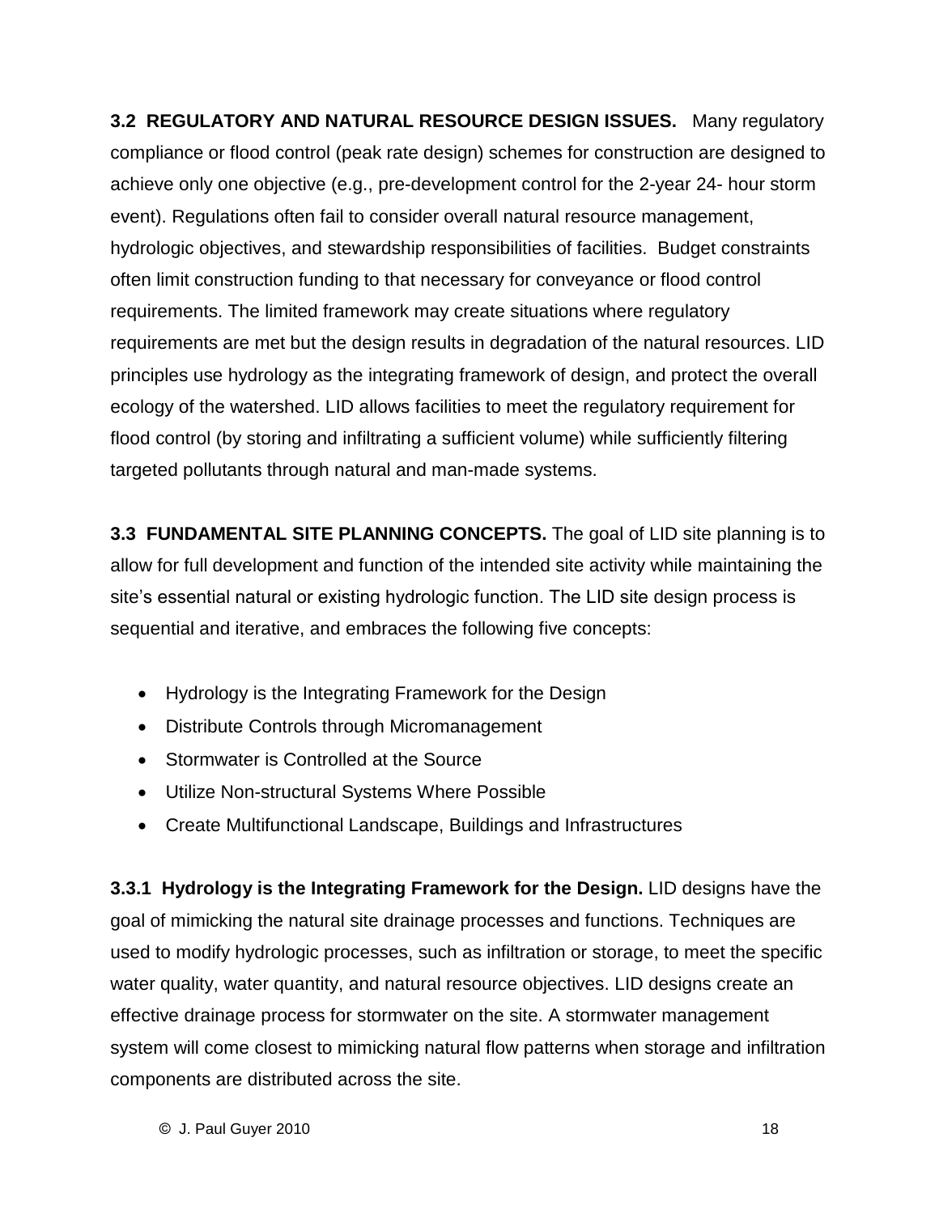**3.2 REGULATORY AND NATURAL RESOURCE DESIGN ISSUES.** Many regulatory compliance or flood control (peak rate design) schemes for construction are designed to achieve only one objective (e.g., pre-development control for the 2-year 24- hour storm event). Regulations often fail to consider overall natural resource management, hydrologic objectives, and stewardship responsibilities of facilities. Budget constraints often limit construction funding to that necessary for conveyance or flood control requirements. The limited framework may create situations where regulatory requirements are met but the design results in degradation of the natural resources. LID principles use hydrology as the integrating framework of design, and protect the overall ecology of the watershed. LID allows facilities to meet the regulatory requirement for flood control (by storing and infiltrating a sufficient volume) while sufficiently filtering targeted pollutants through natural and man-made systems.

**3.3 FUNDAMENTAL SITE PLANNING CONCEPTS.** The goal of LID site planning is to allow for full development and function of the intended site activity while maintaining the site's essential natural or existing hydrologic function. The LID site design process is sequential and iterative, and embraces the following five concepts:

- Hydrology is the Integrating Framework for the Design
- Distribute Controls through Micromanagement
- Stormwater is Controlled at the Source
- Utilize Non-structural Systems Where Possible
- Create Multifunctional Landscape, Buildings and Infrastructures

**3.3.1 Hydrology is the Integrating Framework for the Design.** LID designs have the goal of mimicking the natural site drainage processes and functions. Techniques are used to modify hydrologic processes, such as infiltration or storage, to meet the specific water quality, water quantity, and natural resource objectives. LID designs create an effective drainage process for stormwater on the site. A stormwater management system will come closest to mimicking natural flow patterns when storage and infiltration components are distributed across the site.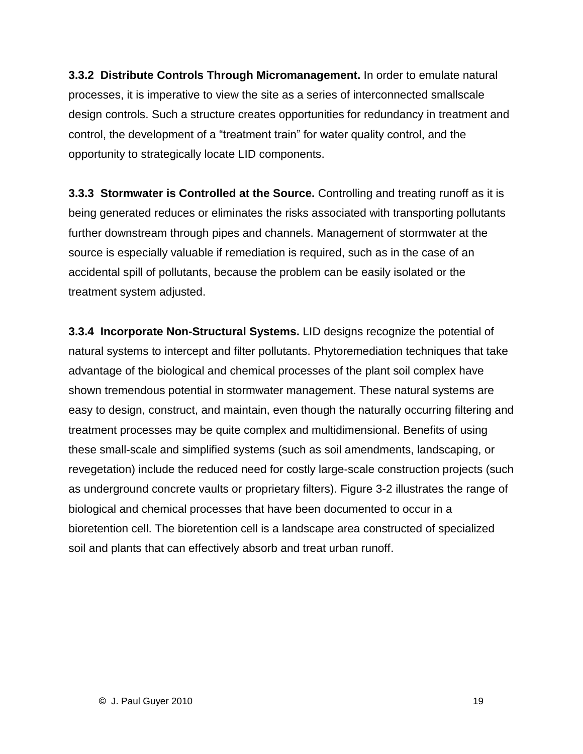**3.3.2 Distribute Controls Through Micromanagement.** In order to emulate natural processes, it is imperative to view the site as a series of interconnected smallscale design controls. Such a structure creates opportunities for redundancy in treatment and control, the development of a "treatment train" for water quality control, and the opportunity to strategically locate LID components.

**3.3.3 Stormwater is Controlled at the Source.** Controlling and treating runoff as it is being generated reduces or eliminates the risks associated with transporting pollutants further downstream through pipes and channels. Management of stormwater at the source is especially valuable if remediation is required, such as in the case of an accidental spill of pollutants, because the problem can be easily isolated or the treatment system adjusted.

**3.3.4 Incorporate Non-Structural Systems.** LID designs recognize the potential of natural systems to intercept and filter pollutants. Phytoremediation techniques that take advantage of the biological and chemical processes of the plant soil complex have shown tremendous potential in stormwater management. These natural systems are easy to design, construct, and maintain, even though the naturally occurring filtering and treatment processes may be quite complex and multidimensional. Benefits of using these small-scale and simplified systems (such as soil amendments, landscaping, or revegetation) include the reduced need for costly large-scale construction projects (such as underground concrete vaults or proprietary filters). Figure 3-2 illustrates the range of biological and chemical processes that have been documented to occur in a bioretention cell. The bioretention cell is a landscape area constructed of specialized soil and plants that can effectively absorb and treat urban runoff.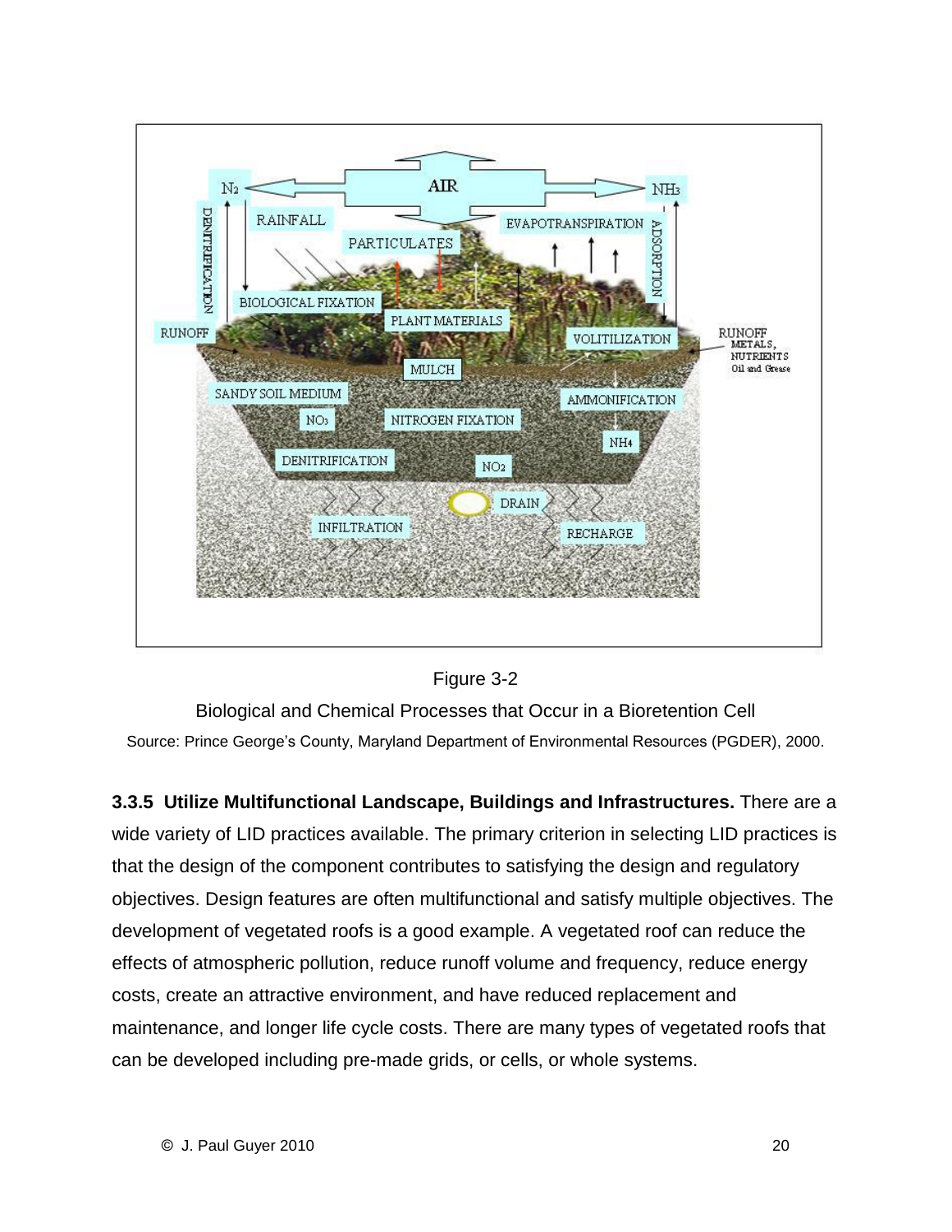Figure 3-2

Biological and Chemical Processes that Occur in a Bioretention Cell

Source: Prince George's County, Maryland Department of Environmental Resources (PGDER), 2000.

**3.3.5 Utilize Multifunctional Landscape, Buildings and Infrastructures.** There are a wide variety of LID practices available. The primary criterion in selecting LID practices is that the design of the component contributes to satisfying the design and regulatory objectives. Design features are often multifunctional and satisfy multiple objectives. The development of vegetated roofs is a good example. A vegetated roof can reduce the effects of atmospheric pollution, reduce runoff volume and frequency, reduce energy costs, create an attractive environment, and have reduced replacement and maintenance, and longer life cycle costs. There are many types of vegetated roofs that can be developed including pre-made grids, or cells, or whole systems.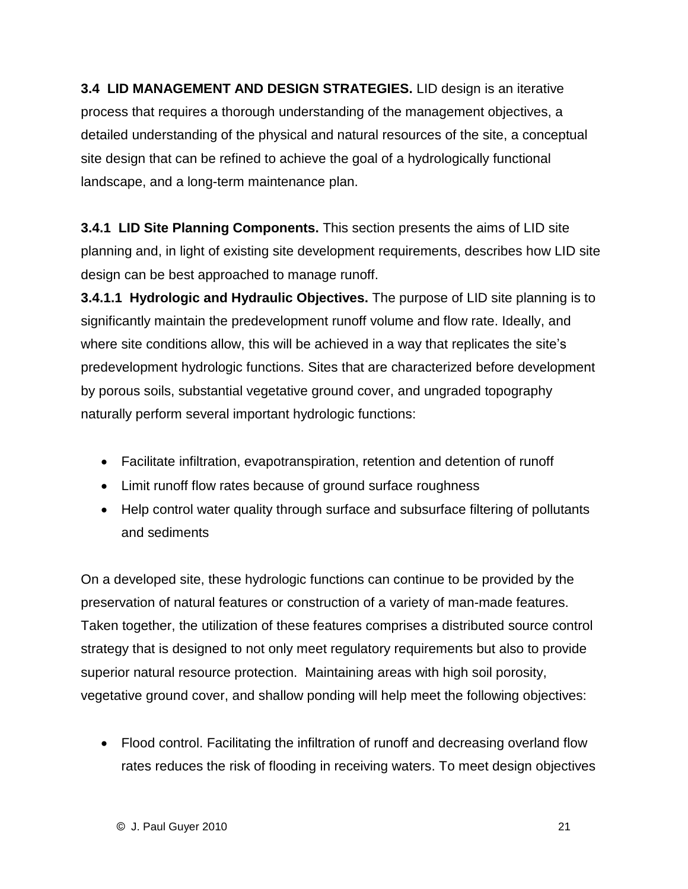**3.4 LID MANAGEMENT AND DESIGN STRATEGIES.** LID design is an iterative process that requires a thorough understanding of the management objectives, a detailed understanding of the physical and natural resources of the site, a conceptual site design that can be refined to achieve the goal of a hydrologically functional landscape, and a long-term maintenance plan.

**3.4.1 LID Site Planning Components.** This section presents the aims of LID site planning and, in light of existing site development requirements, describes how LID site design can be best approached to manage runoff.

**3.4.1.1 Hydrologic and Hydraulic Objectives.** The purpose of LID site planning is to significantly maintain the predevelopment runoff volume and flow rate. Ideally, and where site conditions allow, this will be achieved in a way that replicates the site's predevelopment hydrologic functions. Sites that are characterized before development by porous soils, substantial vegetative ground cover, and ungraded topography naturally perform several important hydrologic functions:

- Facilitate infiltration, evapotranspiration, retention and detention of runoff
- Limit runoff flow rates because of ground surface roughness
- Help control water quality through surface and subsurface filtering of pollutants and sediments

On a developed site, these hydrologic functions can continue to be provided by the preservation of natural features or construction of a variety of man-made features. Taken together, the utilization of these features comprises a distributed source control strategy that is designed to not only meet regulatory requirements but also to provide superior natural resource protection. Maintaining areas with high soil porosity, vegetative ground cover, and shallow ponding will help meet the following objectives:

- Flood control. Facilitating the infiltration of runoff and decreasing overland flow rates reduces the risk of flooding in receiving waters. To meet design objectives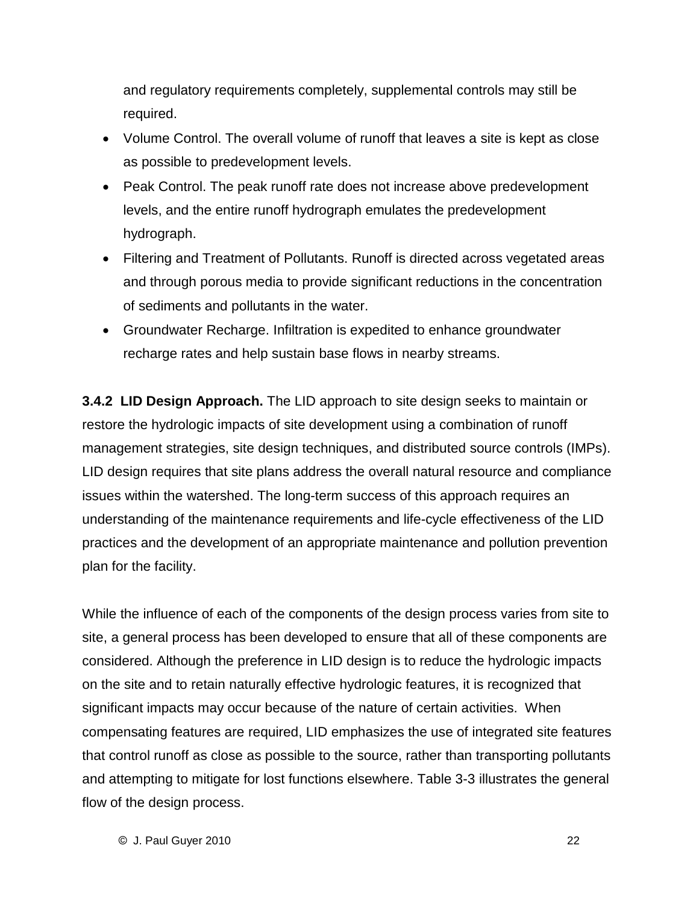and regulatory requirements completely, supplemental controls may still be required.

- Volume Control. The overall volume of runoff that leaves a site is kept as close as possible to predevelopment levels.
- Peak Control. The peak runoff rate does not increase above predevelopment levels, and the entire runoff hydrograph emulates the predevelopment hydrograph.
- Filtering and Treatment of Pollutants. Runoff is directed across vegetated areas and through porous media to provide significant reductions in the concentration of sediments and pollutants in the water.
- Groundwater Recharge. Infiltration is expedited to enhance groundwater recharge rates and help sustain base flows in nearby streams.

**3.4.2 LID Design Approach.** The LID approach to site design seeks to maintain or restore the hydrologic impacts of site development using a combination of runoff management strategies, site design techniques, and distributed source controls (IMPs). LID design requires that site plans address the overall natural resource and compliance issues within the watershed. The long-term success of this approach requires an understanding of the maintenance requirements and life-cycle effectiveness of the LID practices and the development of an appropriate maintenance and pollution prevention plan for the facility.

While the influence of each of the components of the design process varies from site to site, a general process has been developed to ensure that all of these components are considered. Although the preference in LID design is to reduce the hydrologic impacts on the site and to retain naturally effective hydrologic features, it is recognized that significant impacts may occur because of the nature of certain activities. When compensating features are required, LID emphasizes the use of integrated site features that control runoff as close as possible to the source, rather than transporting pollutants and attempting to mitigate for lost functions elsewhere. Table 3-3 illustrates the general flow of the design process.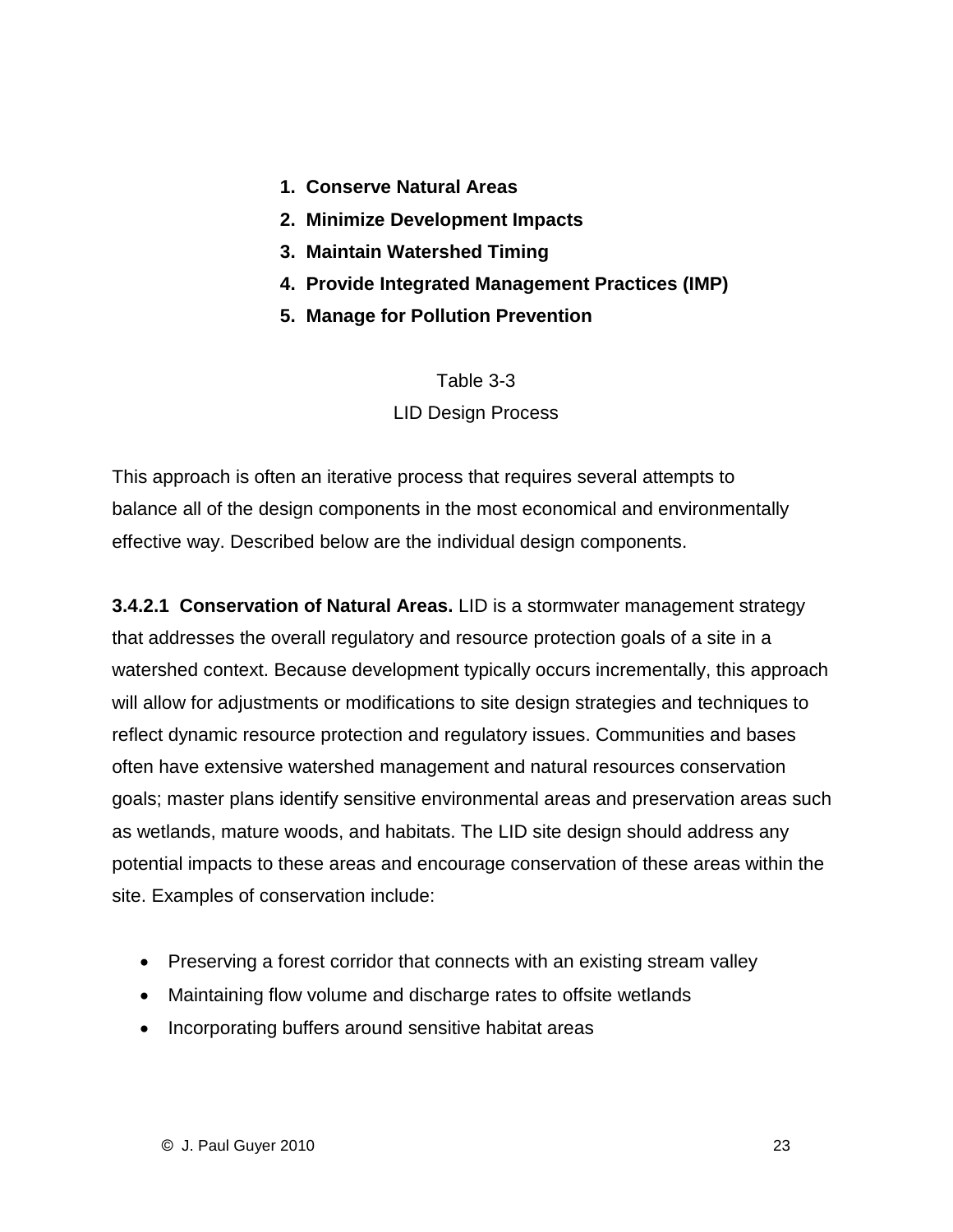1. **Conserve Natural Areas**
2. **Minimize Development Impacts**
3. **Maintain Watershed Timing**
4. **Provide Integrated Management Practices (IMP)**
5. **Manage for Pollution Prevention**

Table 3-3
LID Design Process

This approach is often an iterative process that requires several attempts to balance all of the design components in the most economical and environmentally effective way. Described below are the individual design components.

**3.4.2.1 Conservation of Natural Areas.** LID is a stormwater management strategy that addresses the overall regulatory and resource protection goals of a site in a watershed context. Because development typically occurs incrementally, this approach will allow for adjustments or modifications to site design strategies and techniques to reflect dynamic resource protection and regulatory issues. Communities and bases often have extensive watershed management and natural resources conservation goals; master plans identify sensitive environmental areas and preservation areas such as wetlands, mature woods, and habitats. The LID site design should address any potential impacts to these areas and encourage conservation of these areas within the site. Examples of conservation include:

- Preserving a forest corridor that connects with an existing stream valley
- Maintaining flow volume and discharge rates to offsite wetlands
- Incorporating buffers around sensitive habitat areas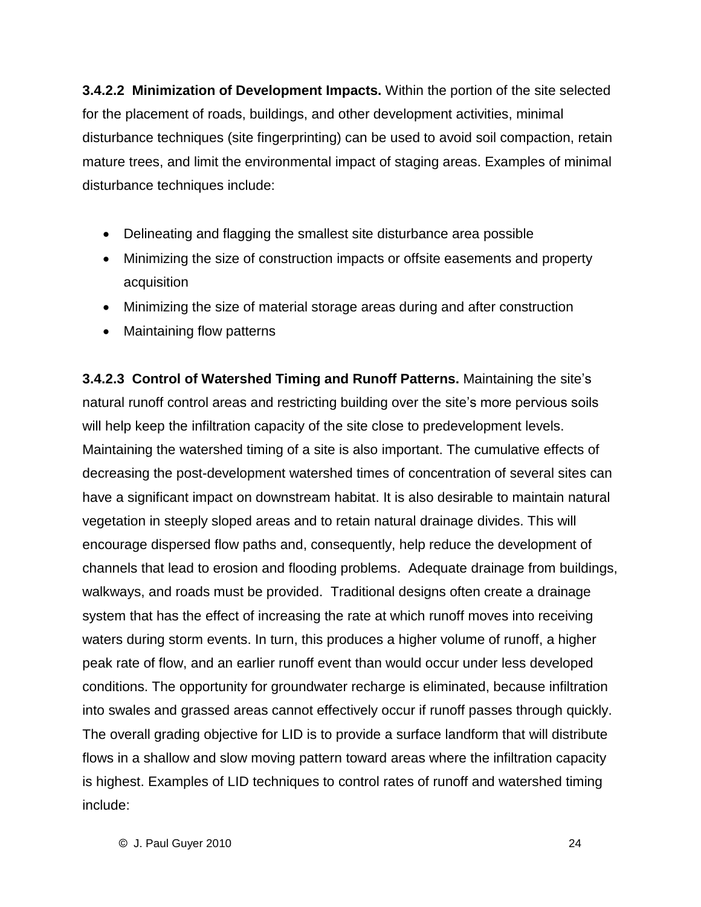**3.4.2.2 Minimization of Development Impacts.** Within the portion of the site selected for the placement of roads, buildings, and other development activities, minimal disturbance techniques (site fingerprinting) can be used to avoid soil compaction, retain mature trees, and limit the environmental impact of staging areas. Examples of minimal disturbance techniques include:

- Delineating and flagging the smallest site disturbance area possible
- Minimizing the size of construction impacts or offsite easements and property acquisition
- Minimizing the size of material storage areas during and after construction
- Maintaining flow patterns

**3.4.2.3 Control of Watershed Timing and Runoff Patterns.** Maintaining the site's natural runoff control areas and restricting building over the site's more pervious soils will help keep the infiltration capacity of the site close to predevelopment levels. Maintaining the watershed timing of a site is also important. The cumulative effects of decreasing the post-development watershed times of concentration of several sites can have a significant impact on downstream habitat. It is also desirable to maintain natural vegetation in steeply sloped areas and to retain natural drainage divides. This will encourage dispersed flow paths and, consequently, help reduce the development of channels that lead to erosion and flooding problems. Adequate drainage from buildings, walkways, and roads must be provided. Traditional designs often create a drainage system that has the effect of increasing the rate at which runoff moves into receiving waters during storm events. In turn, this produces a higher volume of runoff, a higher peak rate of flow, and an earlier runoff event than would occur under less developed conditions. The opportunity for groundwater recharge is eliminated, because infiltration into swales and grassed areas cannot effectively occur if runoff passes through quickly. The overall grading objective for LID is to provide a surface landform that will distribute flows in a shallow and slow moving pattern toward areas where the infiltration capacity is highest. Examples of LID techniques to control rates of runoff and watershed timing include: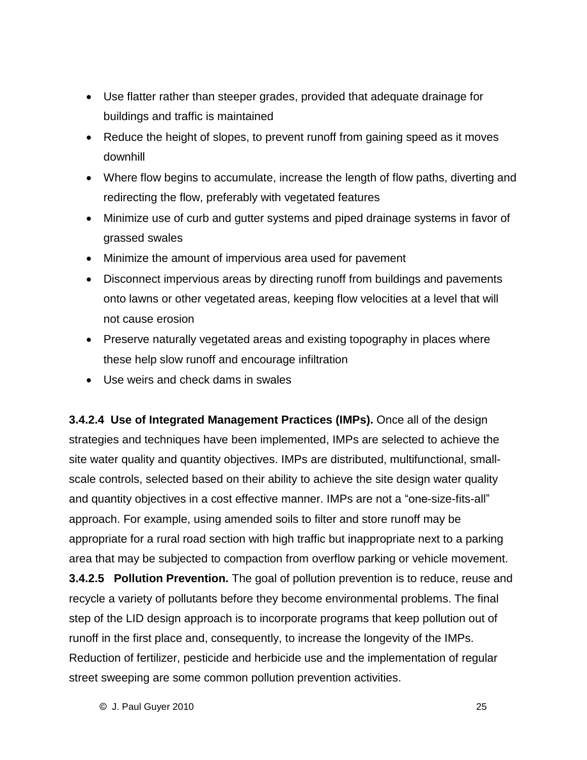- Use flatter rather than steeper grades, provided that adequate drainage for buildings and traffic is maintained
- Reduce the height of slopes, to prevent runoff from gaining speed as it moves downhill
- Where flow begins to accumulate, increase the length of flow paths, diverting and redirecting the flow, preferably with vegetated features
- Minimize use of curb and gutter systems and piped drainage systems in favor of grassed swales
- Minimize the amount of impervious area used for pavement
- Disconnect impervious areas by directing runoff from buildings and pavements onto lawns or other vegetated areas, keeping flow velocities at a level that will not cause erosion
- Preserve naturally vegetated areas and existing topography in places where these help slow runoff and encourage infiltration
- Use weirs and check dams in swales

**3.4.2.4 Use of Integrated Management Practices (IMPs).** Once all of the design strategies and techniques have been implemented, IMPs are selected to achieve the site water quality and quantity objectives. IMPs are distributed, multifunctional, small-scale controls, selected based on their ability to achieve the site design water quality and quantity objectives in a cost effective manner. IMPs are not a "one-size-fits-all" approach. For example, using amended soils to filter and store runoff may be appropriate for a rural road section with high traffic but inappropriate next to a parking area that may be subjected to compaction from overflow parking or vehicle movement.

**3.4.2.5 Pollution Prevention.** The goal of pollution prevention is to reduce, reuse and recycle a variety of pollutants before they become environmental problems. The final step of the LID design approach is to incorporate programs that keep pollution out of runoff in the first place and, consequently, to increase the longevity of the IMPs. Reduction of fertilizer, pesticide and herbicide use and the implementation of regular street sweeping are some common pollution prevention activities.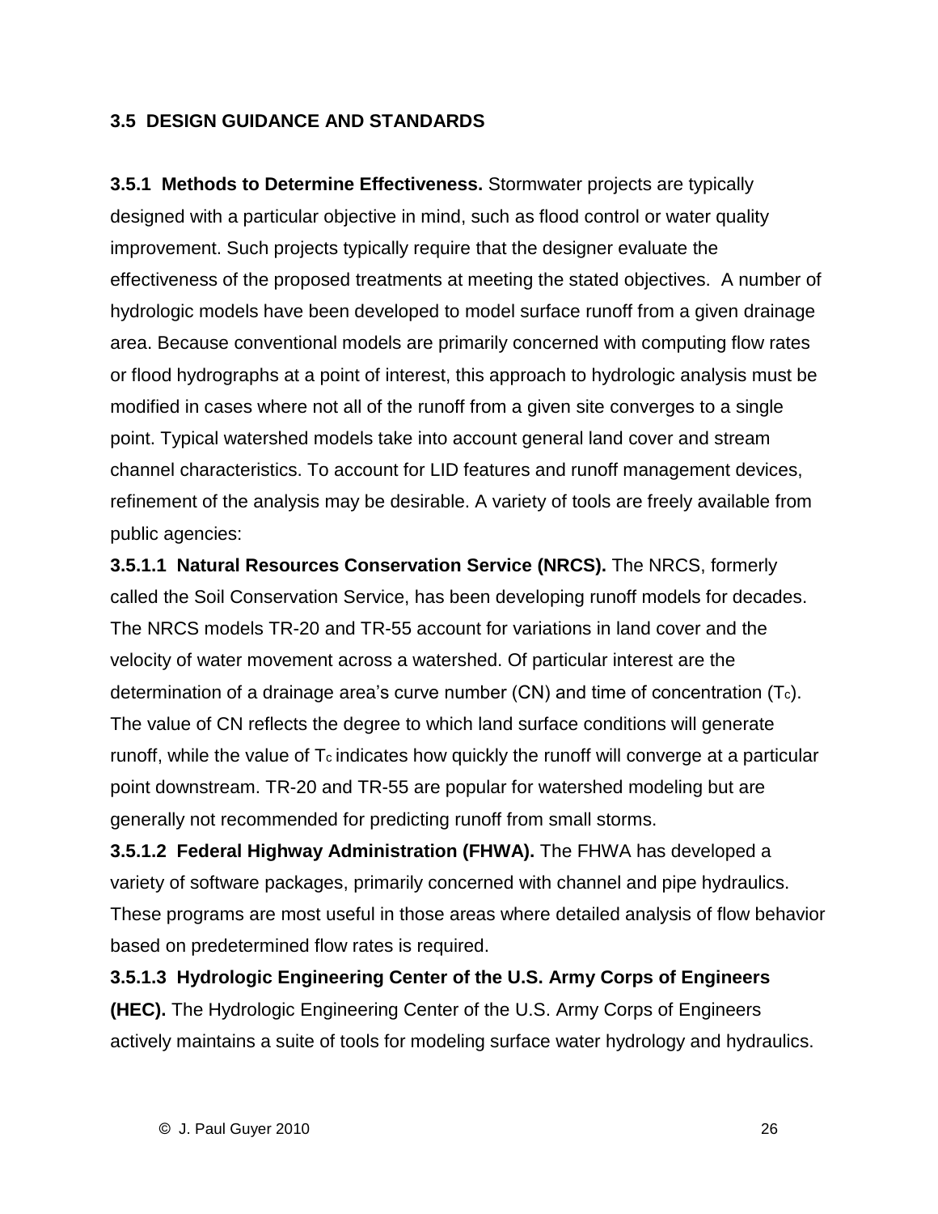## 3.5 DESIGN GUIDANCE AND STANDARDS

**3.5.1 Methods to Determine Effectiveness.** Stormwater projects are typically designed with a particular objective in mind, such as flood control or water quality improvement. Such projects typically require that the designer evaluate the effectiveness of the proposed treatments at meeting the stated objectives. A number of hydrologic models have been developed to model surface runoff from a given drainage area. Because conventional models are primarily concerned with computing flow rates or flood hydrographs at a point of interest, this approach to hydrologic analysis must be modified in cases where not all of the runoff from a given site converges to a single point. Typical watershed models take into account general land cover and stream channel characteristics. To account for LID features and runoff management devices, refinement of the analysis may be desirable. A variety of tools are freely available from public agencies:

**3.5.1.1 Natural Resources Conservation Service (NRCS).** The NRCS, formerly called the Soil Conservation Service, has been developing runoff models for decades. The NRCS models TR-20 and TR-55 account for variations in land cover and the velocity of water movement across a watershed. Of particular interest are the determination of a drainage area's curve number (CN) and time of concentration ($T_c$). The value of CN reflects the degree to which land surface conditions will generate runoff, while the value of $T_c$ indicates how quickly the runoff will converge at a particular point downstream. TR-20 and TR-55 are popular for watershed modeling but are generally not recommended for predicting runoff from small storms.

**3.5.1.2 Federal Highway Administration (FHWA).** The FHWA has developed a variety of software packages, primarily concerned with channel and pipe hydraulics. These programs are most useful in those areas where detailed analysis of flow behavior based on predetermined flow rates is required.

**3.5.1.3 Hydrologic Engineering Center of the U.S. Army Corps of Engineers (HEC).** The Hydrologic Engineering Center of the U.S. Army Corps of Engineers actively maintains a suite of tools for modeling surface water hydrology and hydraulics.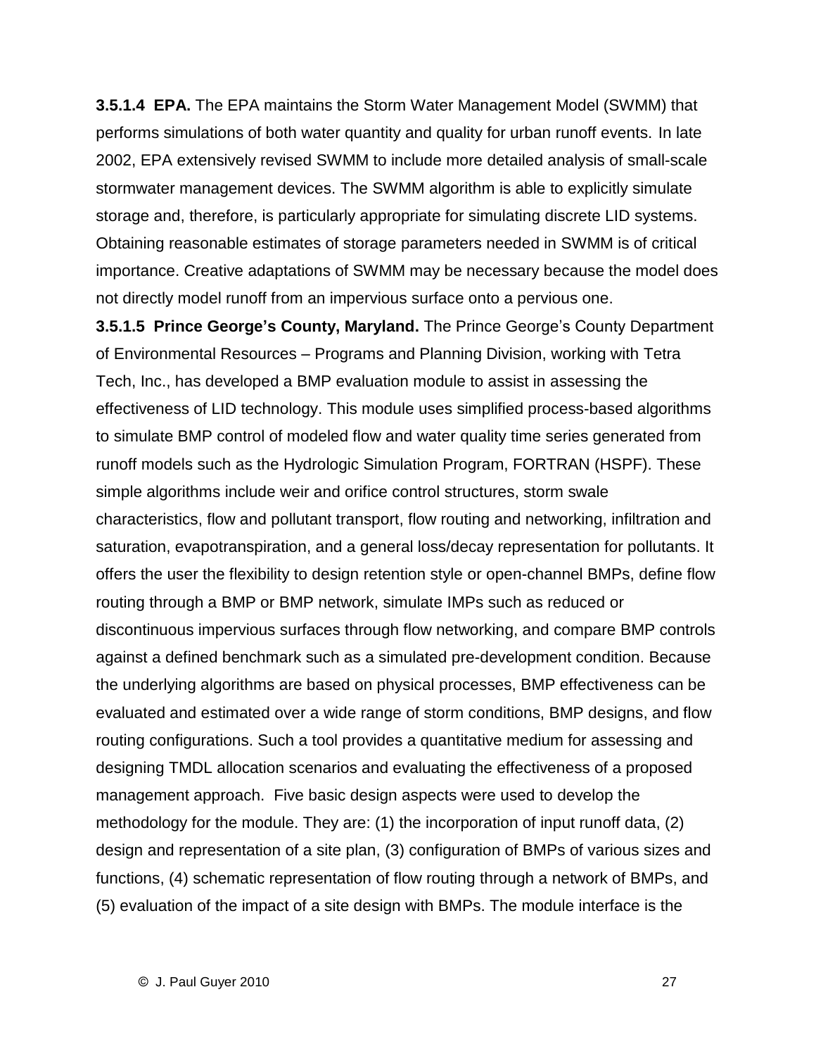**3.5.1.4 EPA.** The EPA maintains the Storm Water Management Model (SWMM) that performs simulations of both water quantity and quality for urban runoff events. In late 2002, EPA extensively revised SWMM to include more detailed analysis of small-scale stormwater management devices. The SWMM algorithm is able to explicitly simulate storage and, therefore, is particularly appropriate for simulating discrete LID systems. Obtaining reasonable estimates of storage parameters needed in SWMM is of critical importance. Creative adaptations of SWMM may be necessary because the model does not directly model runoff from an impervious surface onto a pervious one.

**3.5.1.5 Prince George's County, Maryland.** The Prince George's County Department of Environmental Resources – Programs and Planning Division, working with Tetra Tech, Inc., has developed a BMP evaluation module to assist in assessing the effectiveness of LID technology. This module uses simplified process-based algorithms to simulate BMP control of modeled flow and water quality time series generated from runoff models such as the Hydrologic Simulation Program, FORTRAN (HSPF). These simple algorithms include weir and orifice control structures, storm swale characteristics, flow and pollutant transport, flow routing and networking, infiltration and saturation, evapotranspiration, and a general loss/decay representation for pollutants. It offers the user the flexibility to design retention style or open-channel BMPs, define flow routing through a BMP or BMP network, simulate IMPs such as reduced or discontinuous impervious surfaces through flow networking, and compare BMP controls against a defined benchmark such as a simulated pre-development condition. Because the underlying algorithms are based on physical processes, BMP effectiveness can be evaluated and estimated over a wide range of storm conditions, BMP designs, and flow routing configurations. Such a tool provides a quantitative medium for assessing and designing TMDL allocation scenarios and evaluating the effectiveness of a proposed management approach. Five basic design aspects were used to develop the methodology for the module. They are: (1) the incorporation of input runoff data, (2) design and representation of a site plan, (3) configuration of BMPs of various sizes and functions, (4) schematic representation of flow routing through a network of BMPs, and (5) evaluation of the impact of a site design with BMPs. The module interface is the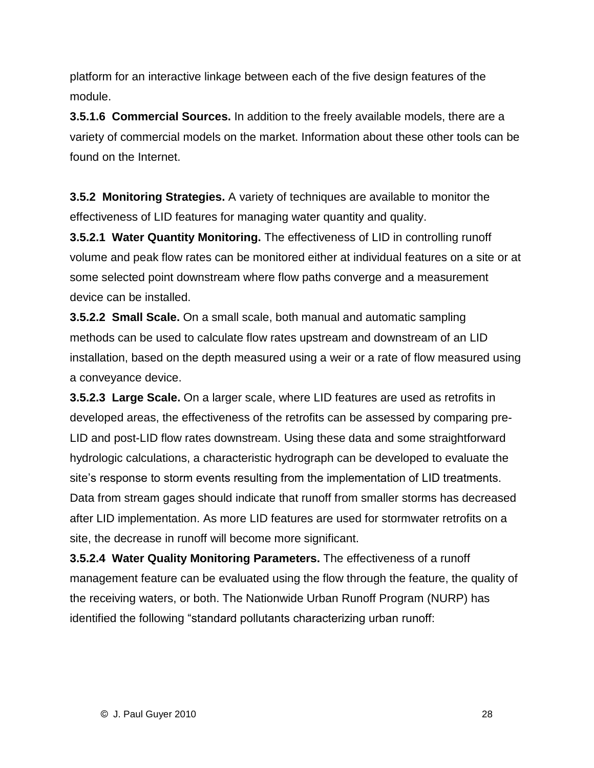platform for an interactive linkage between each of the five design features of the module.

**3.5.1.6 Commercial Sources.** In addition to the freely available models, there are a variety of commercial models on the market. Information about these other tools can be found on the Internet.

**3.5.2 Monitoring Strategies.** A variety of techniques are available to monitor the effectiveness of LID features for managing water quantity and quality.

**3.5.2.1 Water Quantity Monitoring.** The effectiveness of LID in controlling runoff volume and peak flow rates can be monitored either at individual features on a site or at some selected point downstream where flow paths converge and a measurement device can be installed.

**3.5.2.2 Small Scale.** On a small scale, both manual and automatic sampling methods can be used to calculate flow rates upstream and downstream of an LID installation, based on the depth measured using a weir or a rate of flow measured using a conveyance device.

**3.5.2.3 Large Scale.** On a larger scale, where LID features are used as retrofits in developed areas, the effectiveness of the retrofits can be assessed by comparing pre-LID and post-LID flow rates downstream. Using these data and some straightforward hydrologic calculations, a characteristic hydrograph can be developed to evaluate the site's response to storm events resulting from the implementation of LID treatments. Data from stream gages should indicate that runoff from smaller storms has decreased after LID implementation. As more LID features are used for stormwater retrofits on a site, the decrease in runoff will become more significant.

**3.5.2.4 Water Quality Monitoring Parameters.** The effectiveness of a runoff management feature can be evaluated using the flow through the feature, the quality of the receiving waters, or both. The Nationwide Urban Runoff Program (NURP) has identified the following "standard pollutants characterizing urban runoff: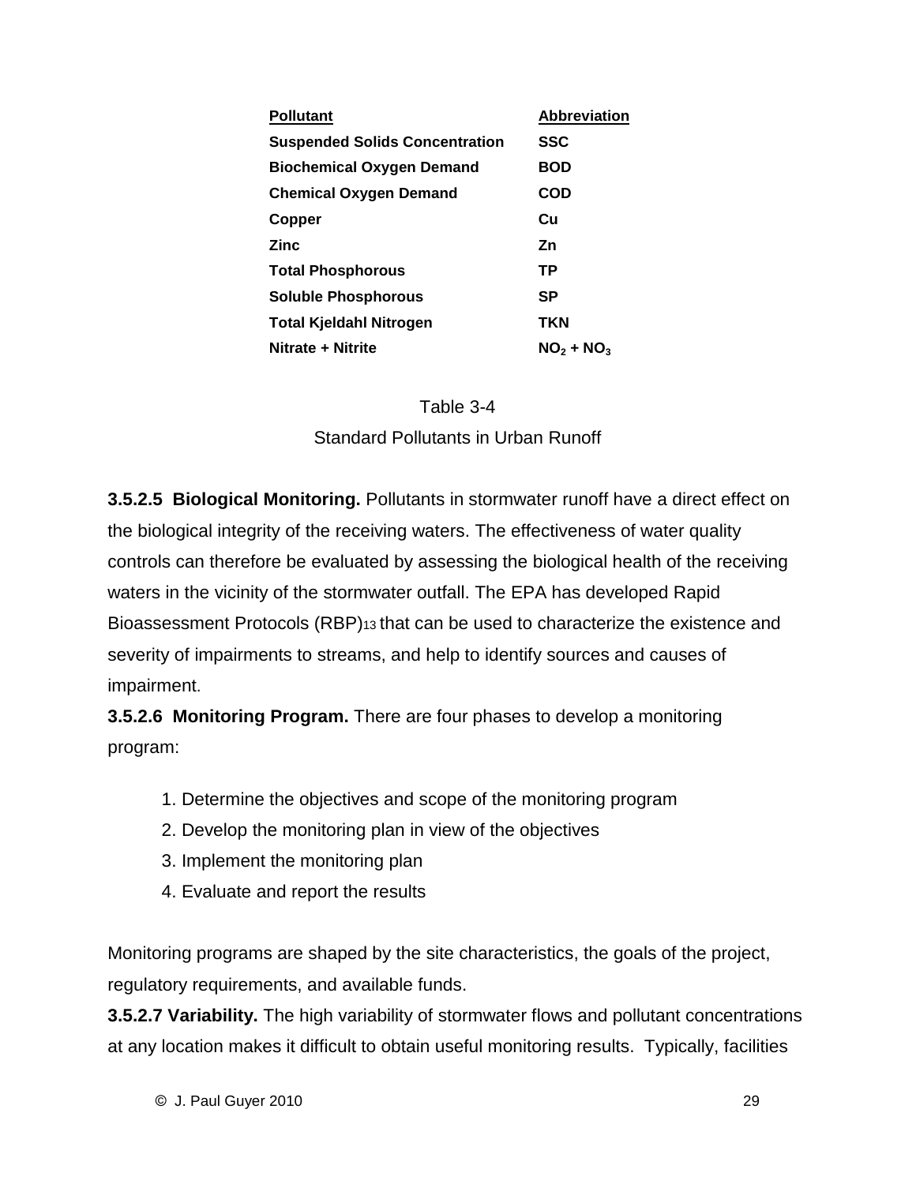| Pollutant | Abbreviation |
|---|---|
| **Suspended Solids Concentration** | **SSC** |
| **Biochemical Oxygen Demand** | **BOD** |
| **Chemical Oxygen Demand** | **COD** |
| **Copper** | **Cu** |
| **Zinc** | **Zn** |
| **Total Phosphorous** | **TP** |
| **Soluble Phosphorous** | **SP** |
| **Total Kjeldahl Nitrogen** | **TKN** |
| **Nitrate + Nitrite** | **$NO_2 + NO_3$** |

Table 3-4

Standard Pollutants in Urban Runoff

**3.5.2.5 Biological Monitoring.** Pollutants in stormwater runoff have a direct effect on the biological integrity of the receiving waters. The effectiveness of water quality controls can therefore be evaluated by assessing the biological health of the receiving waters in the vicinity of the stormwater outfall. The EPA has developed Rapid Bioassessment Protocols (RBP)[13] that can be used to characterize the existence and severity of impairments to streams, and help to identify sources and causes of impairment.

**3.5.2.6 Monitoring Program.** There are four phases to develop a monitoring program:

1. Determine the objectives and scope of the monitoring program
2. Develop the monitoring plan in view of the objectives
3. Implement the monitoring plan
4. Evaluate and report the results

Monitoring programs are shaped by the site characteristics, the goals of the project, regulatory requirements, and available funds.

**3.5.2.7 Variability.** The high variability of stormwater flows and pollutant concentrations at any location makes it difficult to obtain useful monitoring results. Typically, facilities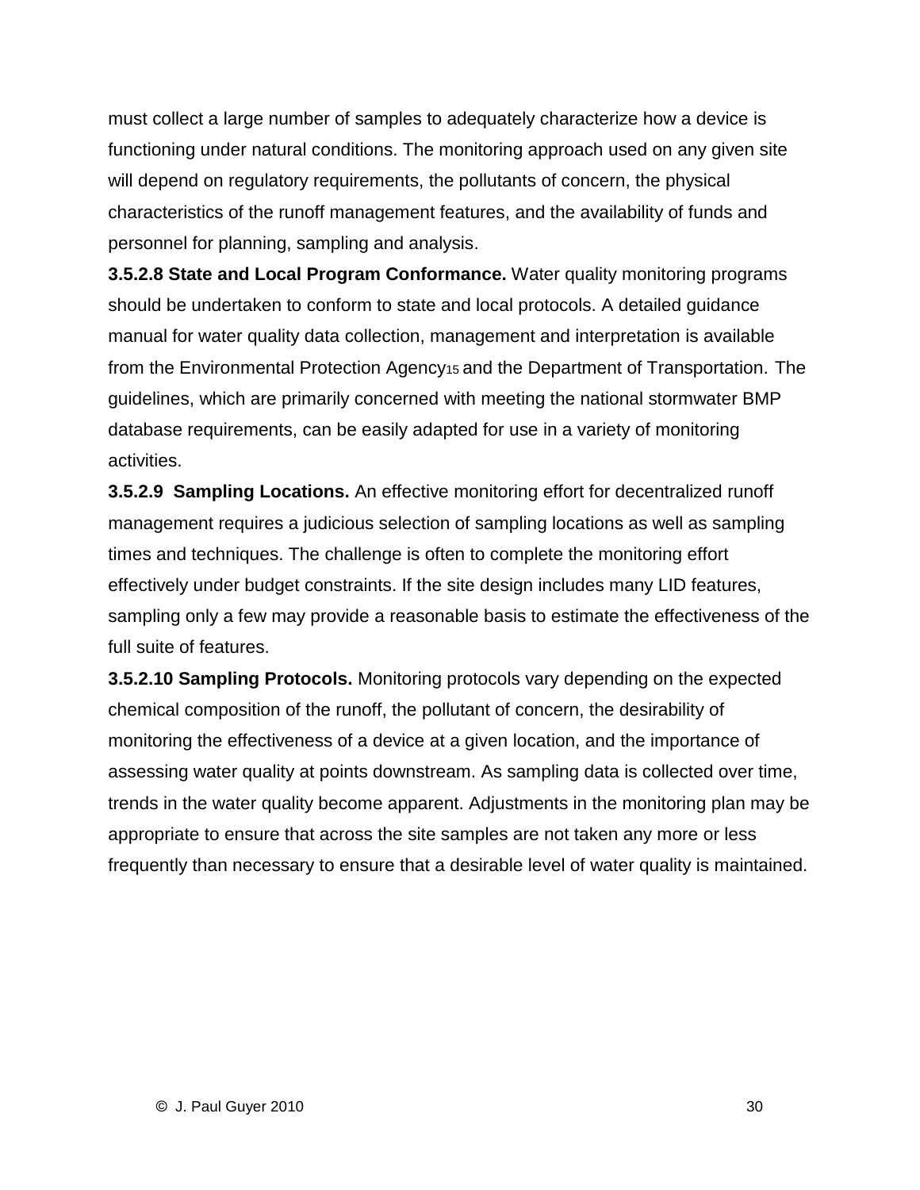must collect a large number of samples to adequately characterize how a device is functioning under natural conditions. The monitoring approach used on any given site will depend on regulatory requirements, the pollutants of concern, the physical characteristics of the runoff management features, and the availability of funds and personnel for planning, sampling and analysis.

**3.5.2.8 State and Local Program Conformance.** Water quality monitoring programs should be undertaken to conform to state and local protocols. A detailed guidance manual for water quality data collection, management and interpretation is available from the Environmental Protection Agency[15] and the Department of Transportation. The guidelines, which are primarily concerned with meeting the national stormwater BMP database requirements, can be easily adapted for use in a variety of monitoring activities.

**3.5.2.9 Sampling Locations.** An effective monitoring effort for decentralized runoff management requires a judicious selection of sampling locations as well as sampling times and techniques. The challenge is often to complete the monitoring effort effectively under budget constraints. If the site design includes many LID features, sampling only a few may provide a reasonable basis to estimate the effectiveness of the full suite of features.

**3.5.2.10 Sampling Protocols.** Monitoring protocols vary depending on the expected chemical composition of the runoff, the pollutant of concern, the desirability of monitoring the effectiveness of a device at a given location, and the importance of assessing water quality at points downstream. As sampling data is collected over time, trends in the water quality become apparent. Adjustments in the monitoring plan may be appropriate to ensure that across the site samples are not taken any more or less frequently than necessary to ensure that a desirable level of water quality is maintained.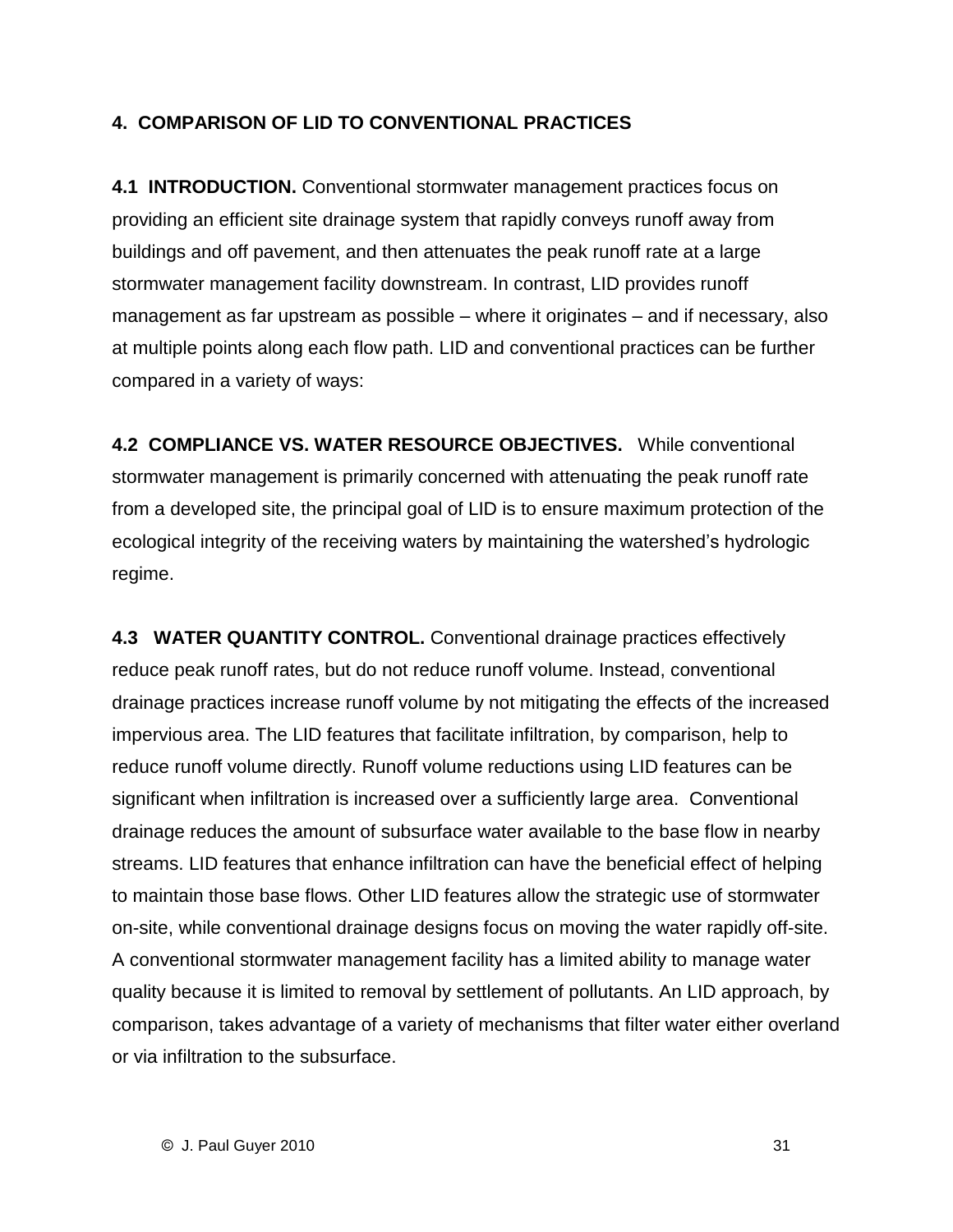## 4. COMPARISON OF LID TO CONVENTIONAL PRACTICES

**4.1 INTRODUCTION.** Conventional stormwater management practices focus on providing an efficient site drainage system that rapidly conveys runoff away from buildings and off pavement, and then attenuates the peak runoff rate at a large stormwater management facility downstream. In contrast, LID provides runoff management as far upstream as possible – where it originates – and if necessary, also at multiple points along each flow path. LID and conventional practices can be further compared in a variety of ways:

**4.2 COMPLIANCE VS. WATER RESOURCE OBJECTIVES.** While conventional stormwater management is primarily concerned with attenuating the peak runoff rate from a developed site, the principal goal of LID is to ensure maximum protection of the ecological integrity of the receiving waters by maintaining the watershed's hydrologic regime.

**4.3 WATER QUANTITY CONTROL.** Conventional drainage practices effectively reduce peak runoff rates, but do not reduce runoff volume. Instead, conventional drainage practices increase runoff volume by not mitigating the effects of the increased impervious area. The LID features that facilitate infiltration, by comparison, help to reduce runoff volume directly. Runoff volume reductions using LID features can be significant when infiltration is increased over a sufficiently large area. Conventional drainage reduces the amount of subsurface water available to the base flow in nearby streams. LID features that enhance infiltration can have the beneficial effect of helping to maintain those base flows. Other LID features allow the strategic use of stormwater on-site, while conventional drainage designs focus on moving the water rapidly off-site. A conventional stormwater management facility has a limited ability to manage water quality because it is limited to removal by settlement of pollutants. An LID approach, by comparison, takes advantage of a variety of mechanisms that filter water either overland or via infiltration to the subsurface.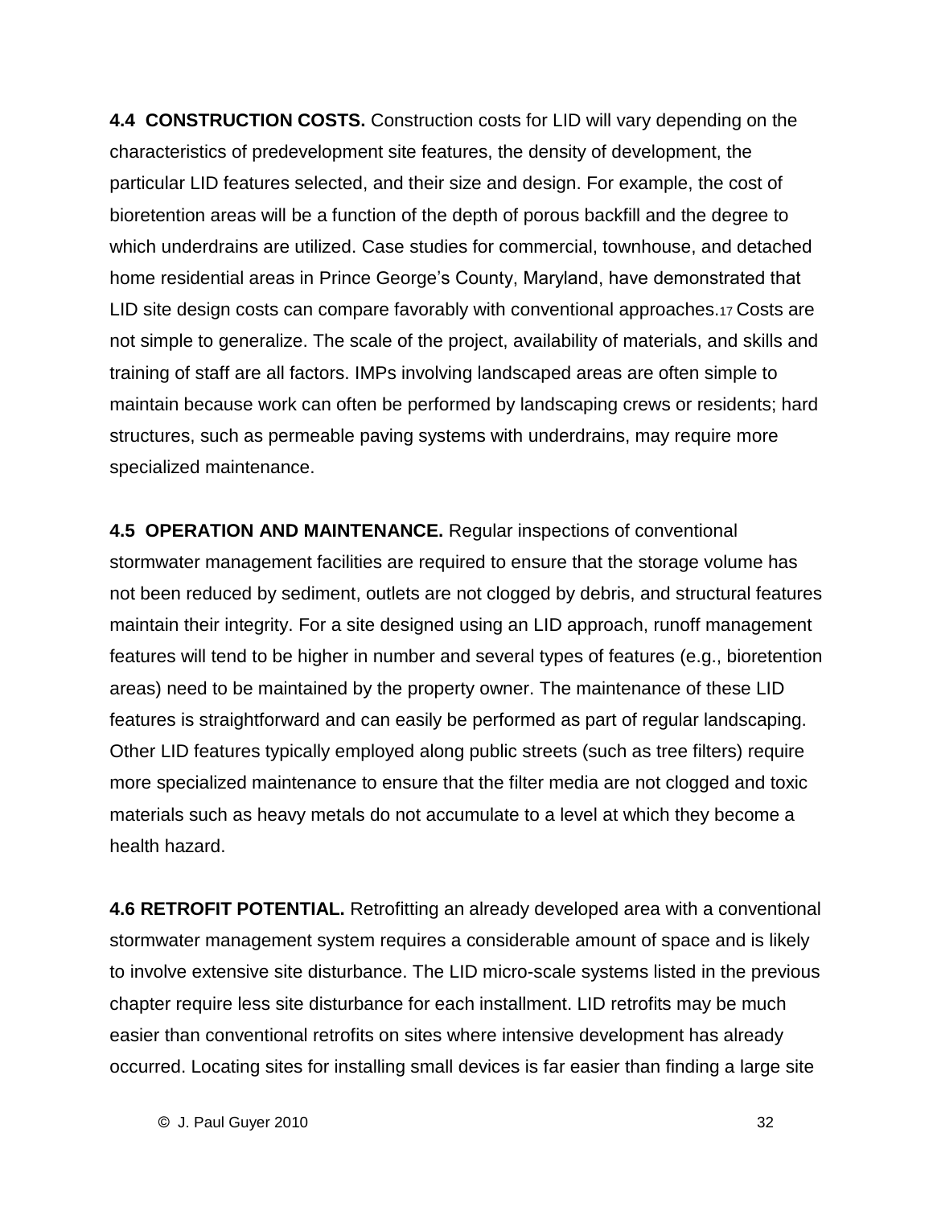**4.4 CONSTRUCTION COSTS.** Construction costs for LID will vary depending on the characteristics of predevelopment site features, the density of development, the particular LID features selected, and their size and design. For example, the cost of bioretention areas will be a function of the depth of porous backfill and the degree to which underdrains are utilized. Case studies for commercial, townhouse, and detached home residential areas in Prince George's County, Maryland, have demonstrated that LID site design costs can compare favorably with conventional approaches.[17] Costs are not simple to generalize. The scale of the project, availability of materials, and skills and training of staff are all factors. IMPs involving landscaped areas are often simple to maintain because work can often be performed by landscaping crews or residents; hard structures, such as permeable paving systems with underdrains, may require more specialized maintenance.

**4.5 OPERATION AND MAINTENANCE.** Regular inspections of conventional stormwater management facilities are required to ensure that the storage volume has not been reduced by sediment, outlets are not clogged by debris, and structural features maintain their integrity. For a site designed using an LID approach, runoff management features will tend to be higher in number and several types of features (e.g., bioretention areas) need to be maintained by the property owner. The maintenance of these LID features is straightforward and can easily be performed as part of regular landscaping. Other LID features typically employed along public streets (such as tree filters) require more specialized maintenance to ensure that the filter media are not clogged and toxic materials such as heavy metals do not accumulate to a level at which they become a health hazard.

**4.6 RETROFIT POTENTIAL.** Retrofitting an already developed area with a conventional stormwater management system requires a considerable amount of space and is likely to involve extensive site disturbance. The LID micro-scale systems listed in the previous chapter require less site disturbance for each installment. LID retrofits may be much easier than conventional retrofits on sites where intensive development has already occurred. Locating sites for installing small devices is far easier than finding a large site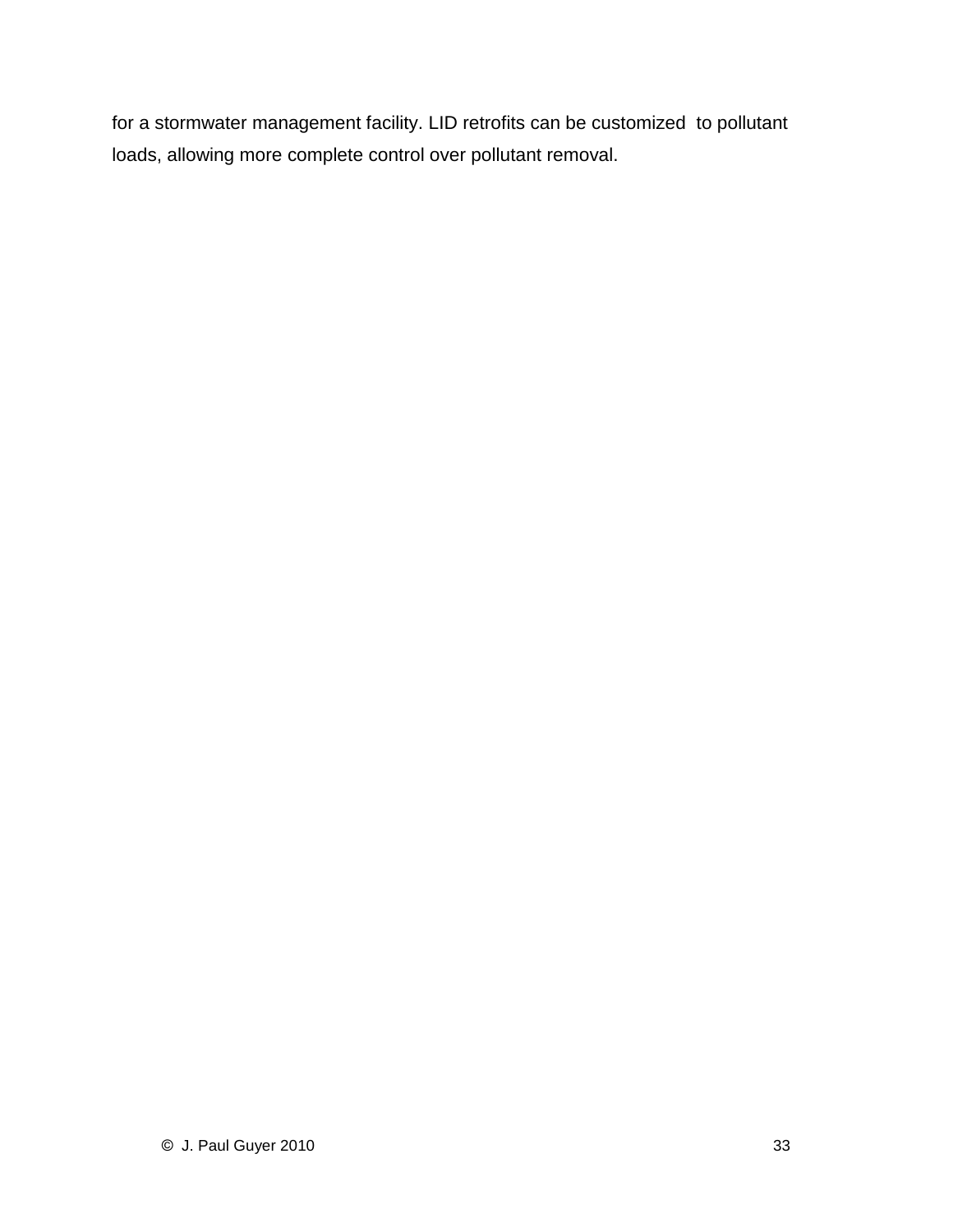for a stormwater management facility. LID retrofits can be customized to pollutant loads, allowing more complete control over pollutant removal.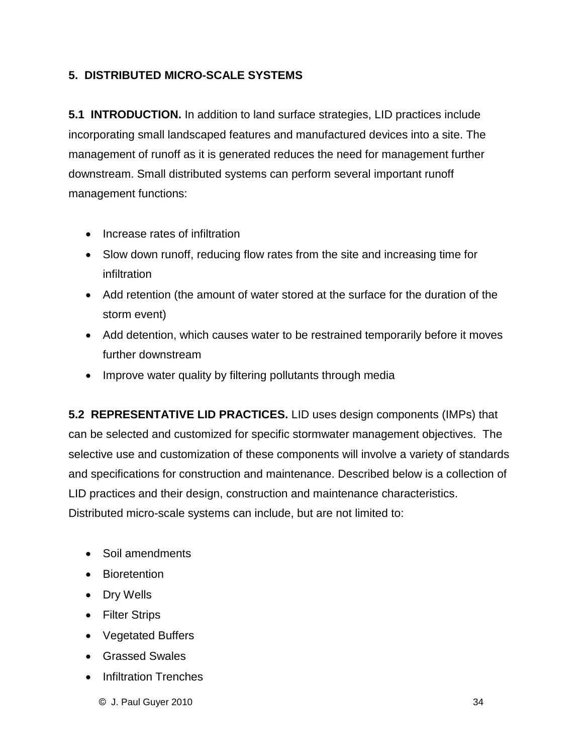## 5. DISTRIBUTED MICRO-SCALE SYSTEMS

**5.1 INTRODUCTION.** In addition to land surface strategies, LID practices include incorporating small landscaped features and manufactured devices into a site. The management of runoff as it is generated reduces the need for management further downstream. Small distributed systems can perform several important runoff management functions:

- Increase rates of infiltration
- Slow down runoff, reducing flow rates from the site and increasing time for infiltration
- Add retention (the amount of water stored at the surface for the duration of the storm event)
- Add detention, which causes water to be restrained temporarily before it moves further downstream
- Improve water quality by filtering pollutants through media

**5.2 REPRESENTATIVE LID PRACTICES.** LID uses design components (IMPs) that can be selected and customized for specific stormwater management objectives. The selective use and customization of these components will involve a variety of standards and specifications for construction and maintenance. Described below is a collection of LID practices and their design, construction and maintenance characteristics. Distributed micro-scale systems can include, but are not limited to:

- Soil amendments
- Bioretention
- Dry Wells
- Filter Strips
- Vegetated Buffers
- Grassed Swales
- Infiltration Trenches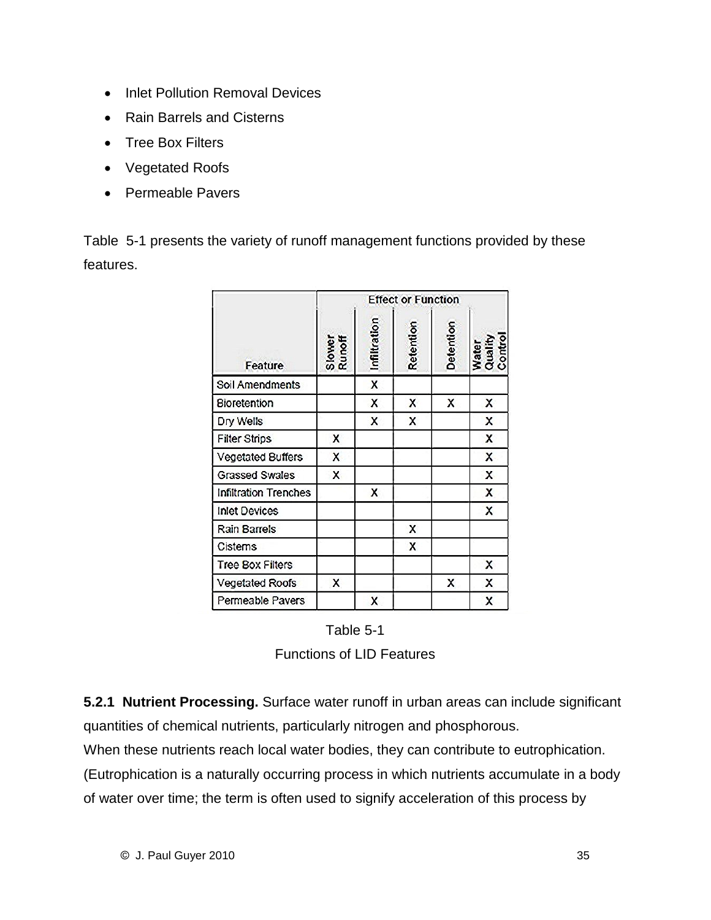- Inlet Pollution Removal Devices
- Rain Barrels and Cisterns
- Tree Box Filters
- Vegetated Roofs
- Permeable Pavers

Table 5-1 presents the variety of runoff management functions provided by these features.

| Feature | Effect or Function | | | | |
|---|---|---|---|---|---|
| | Slower Runoff | Infiltration | Retention | Detention | Water Quality Control |
| Soil Amendments | | X | | | |
| Bioretention | | X | X | X | X |
| Dry Wells | | X | X | | X |
| Filter Strips | X | | | | X |
| Vegetated Buffers | X | | | | X |
| Grassed Swales | X | | | | X |
| Infiltration Trenches | | X | | | X |
| Inlet Devices | | | | | X |
| Rain Barrels | | | X | | |
| Cisterns | | | X | | |
| Tree Box Filters | | | | | X |
| Vegetated Roofs | X | | | X | X |
| Permeable Pavers | | X | | | X |

Table 5-1

Functions of LID Features

**5.2.1 Nutrient Processing.** Surface water runoff in urban areas can include significant quantities of chemical nutrients, particularly nitrogen and phosphorous.
When these nutrients reach local water bodies, they can contribute to eutrophication. (Eutrophication is a naturally occurring process in which nutrients accumulate in a body of water over time; the term is often used to signify acceleration of this process by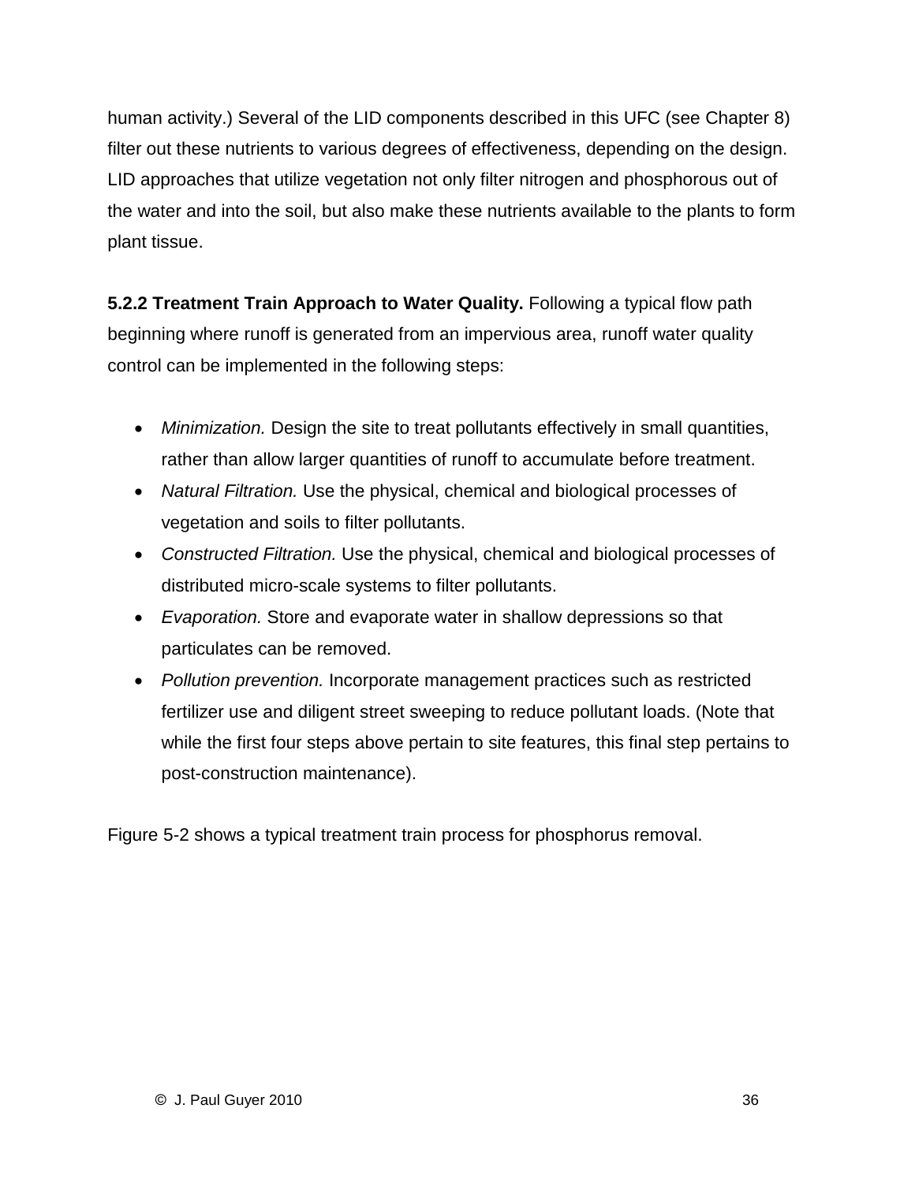human activity.) Several of the LID components described in this UFC (see Chapter 8) filter out these nutrients to various degrees of effectiveness, depending on the design. LID approaches that utilize vegetation not only filter nitrogen and phosphorous out of the water and into the soil, but also make these nutrients available to the plants to form plant tissue.

**5.2.2 Treatment Train Approach to Water Quality.** Following a typical flow path beginning where runoff is generated from an impervious area, runoff water quality control can be implemented in the following steps:

- *Minimization.* Design the site to treat pollutants effectively in small quantities, rather than allow larger quantities of runoff to accumulate before treatment.
- *Natural Filtration.* Use the physical, chemical and biological processes of vegetation and soils to filter pollutants.
- *Constructed Filtration.* Use the physical, chemical and biological processes of distributed micro-scale systems to filter pollutants.
- *Evaporation.* Store and evaporate water in shallow depressions so that particulates can be removed.
- *Pollution prevention.* Incorporate management practices such as restricted fertilizer use and diligent street sweeping to reduce pollutant loads. (Note that while the first four steps above pertain to site features, this final step pertains to post-construction maintenance).

Figure 5-2 shows a typical treatment train process for phosphorus removal.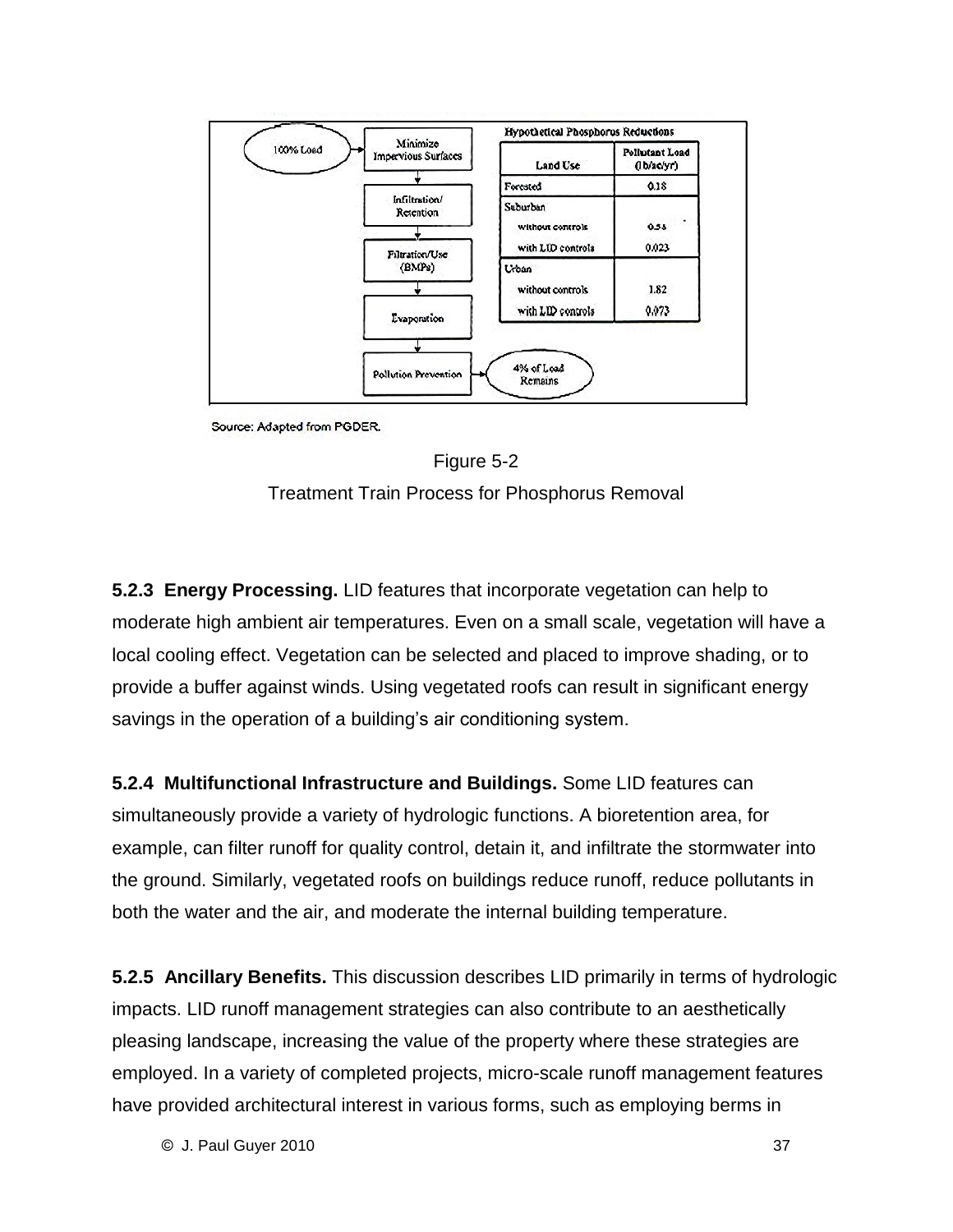| Land Use | Pollutant Load (lb/ac/yr) |
|---|---|
| Forested | 0.18 |
| Suburban | |
| without controls | 0.53 |
| with LID controls | 0.023 |
| Urban | |
| without controls | 1.82 |
| with LID controls | 0.073 |

Hypothetical Phosphorus Reductions

100% Load → Minimize Impervious Surfaces → Infiltration/Retention → Filtration/Use (BMPs) → Evaporation → Pollution Prevention → 4% of Load Remains

Source: Adapted from PGDER.

Figure 5-2

Treatment Train Process for Phosphorus Removal

**5.2.3 Energy Processing.** LID features that incorporate vegetation can help to moderate high ambient air temperatures. Even on a small scale, vegetation will have a local cooling effect. Vegetation can be selected and placed to improve shading, or to provide a buffer against winds. Using vegetated roofs can result in significant energy savings in the operation of a building's air conditioning system.

**5.2.4 Multifunctional Infrastructure and Buildings.** Some LID features can simultaneously provide a variety of hydrologic functions. A bioretention area, for example, can filter runoff for quality control, detain it, and infiltrate the stormwater into the ground. Similarly, vegetated roofs on buildings reduce runoff, reduce pollutants in both the water and the air, and moderate the internal building temperature.

**5.2.5 Ancillary Benefits.** This discussion describes LID primarily in terms of hydrologic impacts. LID runoff management strategies can also contribute to an aesthetically pleasing landscape, increasing the value of the property where these strategies are employed. In a variety of completed projects, micro-scale runoff management features have provided architectural interest in various forms, such as employing berms in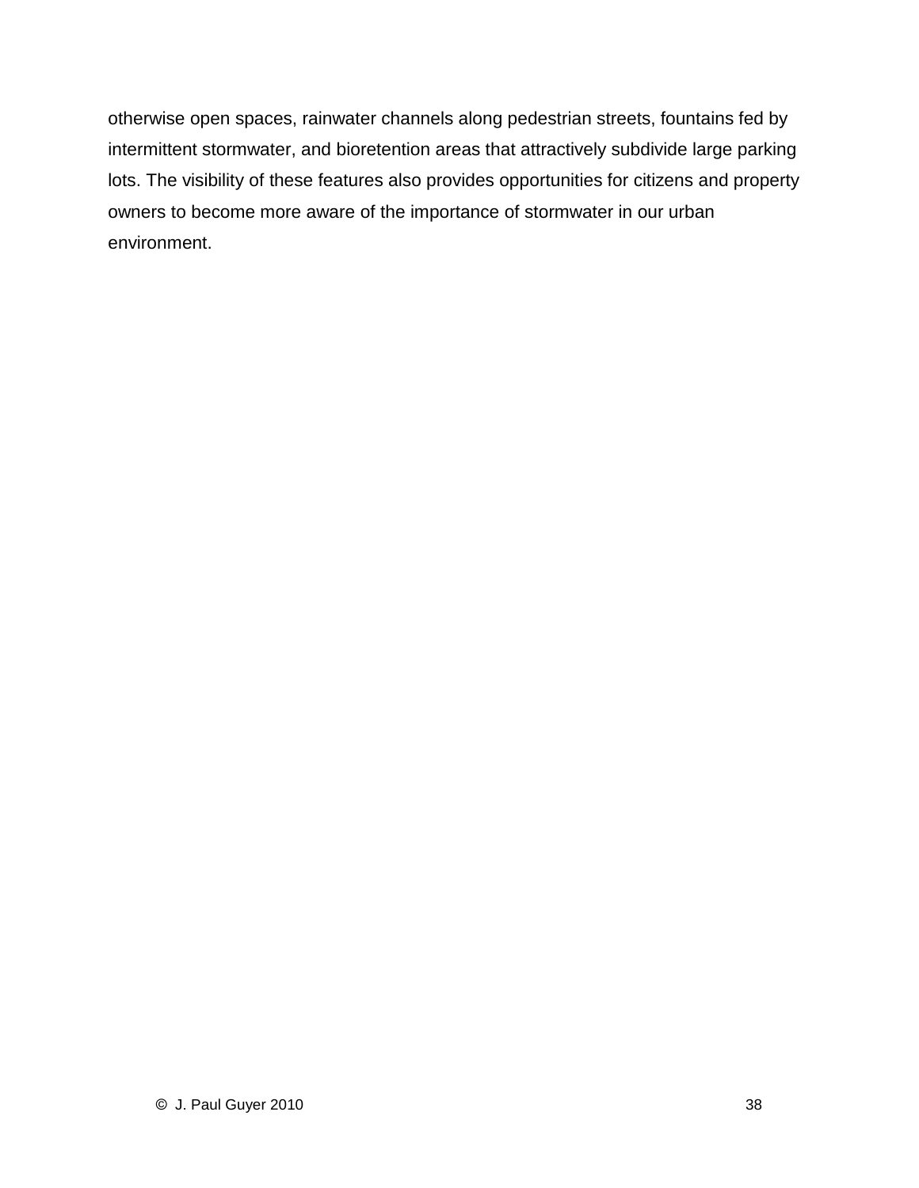otherwise open spaces, rainwater channels along pedestrian streets, fountains fed by intermittent stormwater, and bioretention areas that attractively subdivide large parking lots. The visibility of these features also provides opportunities for citizens and property owners to become more aware of the importance of stormwater in our urban environment.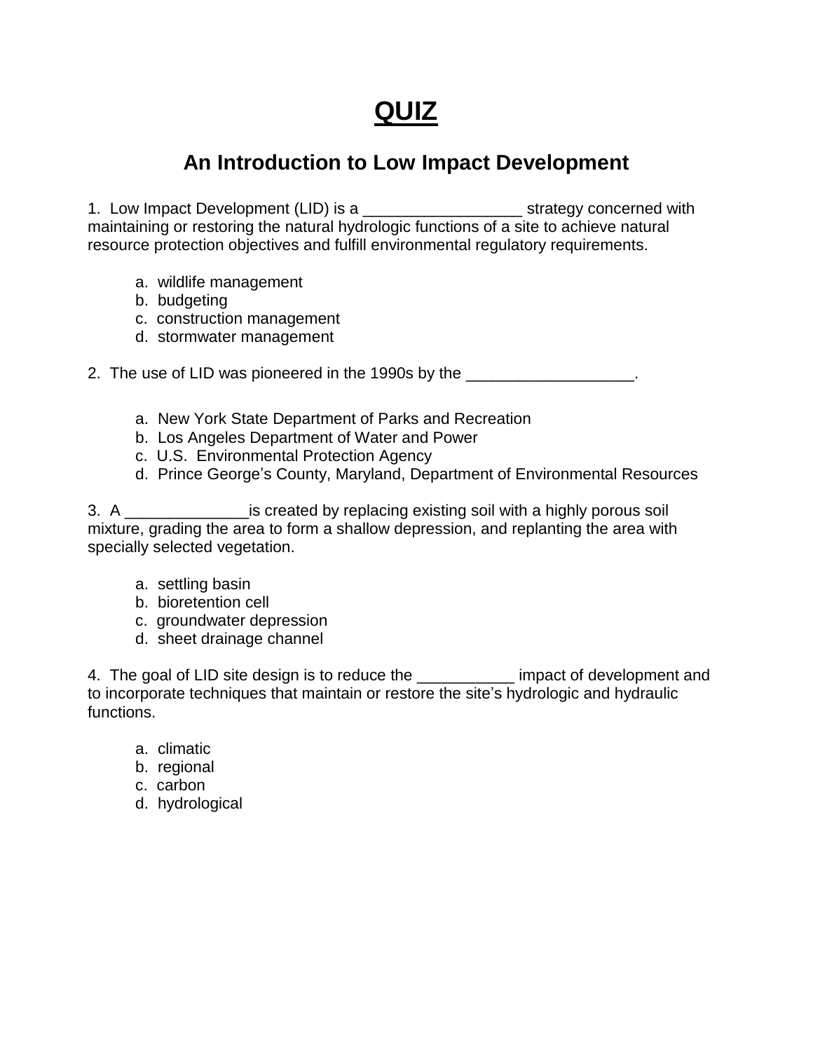# QUIZ

## An Introduction to Low Impact Development

1. Low Impact Development (LID) is a __________________ strategy concerned with maintaining or restoring the natural hydrologic functions of a site to achieve natural resource protection objectives and fulfill environmental regulatory requirements.

   a. wildlife management
   b. budgeting
   c. construction management
   d. stormwater management

2. The use of LID was pioneered in the 1990s by the ___________________.

   a. New York State Department of Parks and Recreation
   b. Los Angeles Department of Water and Power
   c. U.S. Environmental Protection Agency
   d. Prince George's County, Maryland, Department of Environmental Resources

3. A ______________is created by replacing existing soil with a highly porous soil mixture, grading the area to form a shallow depression, and replanting the area with specially selected vegetation.

   a. settling basin
   b. bioretention cell
   c. groundwater depression
   d. sheet drainage channel

4. The goal of LID site design is to reduce the ___________ impact of development and to incorporate techniques that maintain or restore the site's hydrologic and hydraulic functions.

   a. climatic
   b. regional
   c. carbon
   d. hydrological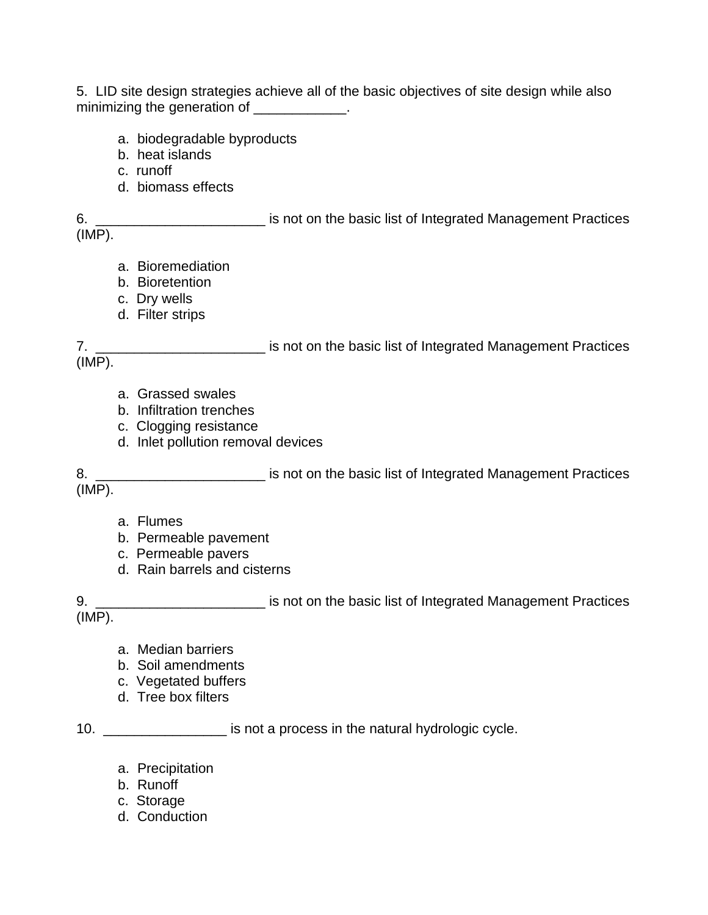5. LID site design strategies achieve all of the basic objectives of site design while also minimizing the generation of ____________.

   a. biodegradable byproducts
   b. heat islands
   c. runoff
   d. biomass effects

6. ______________________ is not on the basic list of Integrated Management Practices (IMP).

   a. Bioremediation
   b. Bioretention
   c. Dry wells
   d. Filter strips

7. ______________________ is not on the basic list of Integrated Management Practices (IMP).

   a. Grassed swales
   b. Infiltration trenches
   c. Clogging resistance
   d. Inlet pollution removal devices

8. ______________________ is not on the basic list of Integrated Management Practices (IMP).

   a. Flumes
   b. Permeable pavement
   c. Permeable pavers
   d. Rain barrels and cisterns

9. ______________________ is not on the basic list of Integrated Management Practices (IMP).

   a. Median barriers
   b. Soil amendments
   c. Vegetated buffers
   d. Tree box filters

10. ________________ is not a process in the natural hydrologic cycle.

   a. Precipitation
   b. Runoff
   c. Storage
   d. Conduction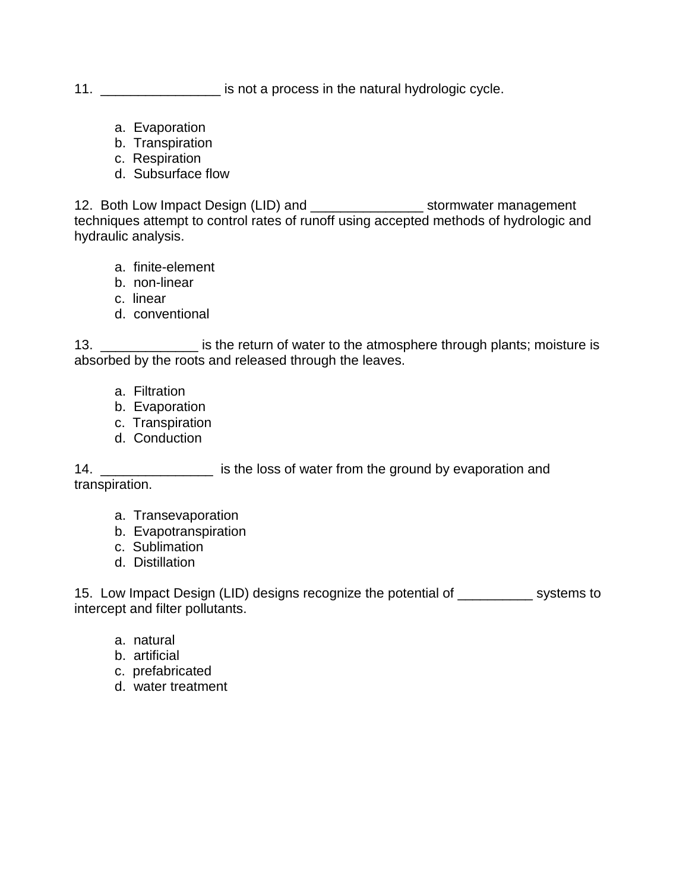11. ________________ is not a process in the natural hydrologic cycle.

   a. Evaporation
   b. Transpiration
   c. Respiration
   d. Subsurface flow

12. Both Low Impact Design (LID) and _______________ stormwater management techniques attempt to control rates of runoff using accepted methods of hydrologic and hydraulic analysis.

   a. finite-element
   b. non-linear
   c. linear
   d. conventional

13. _____________ is the return of water to the atmosphere through plants; moisture is absorbed by the roots and released through the leaves.

   a. Filtration
   b. Evaporation
   c. Transpiration
   d. Conduction

14. _______________ is the loss of water from the ground by evaporation and transpiration.

   a. Transevaporation
   b. Evapotranspiration
   c. Sublimation
   d. Distillation

15. Low Impact Design (LID) designs recognize the potential of __________ systems to intercept and filter pollutants.

   a. natural
   b. artificial
   c. prefabricated
   d. water treatment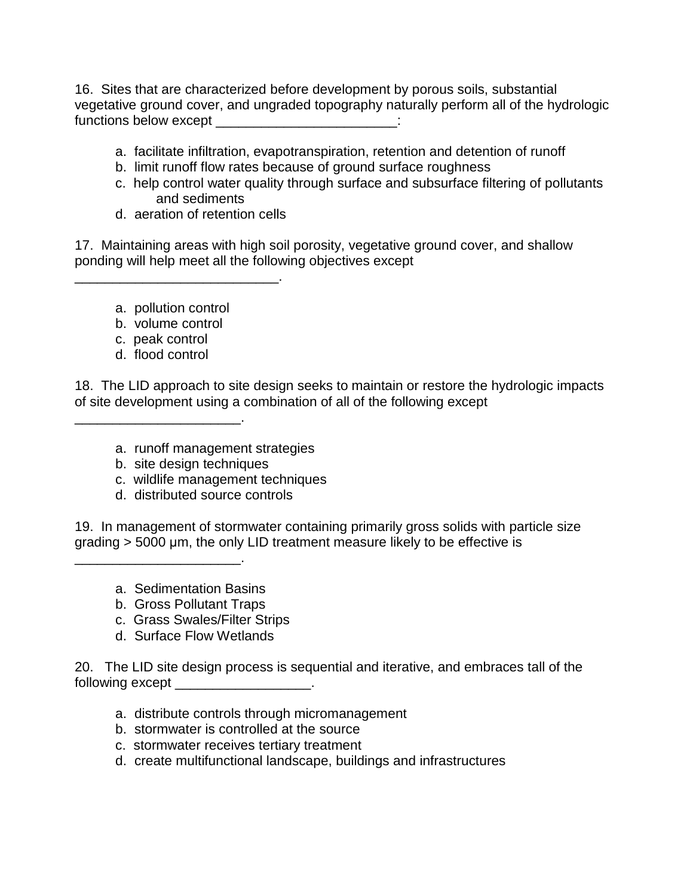16. Sites that are characterized before development by porous soils, substantial vegetative ground cover, and ungraded topography naturally perform all of the hydrologic functions below except _______________________:

a. facilitate infiltration, evapotranspiration, retention and detention of runoff
b. limit runoff flow rates because of ground surface roughness
c. help control water quality through surface and subsurface filtering of pollutants and sediments
d. aeration of retention cells

17. Maintaining areas with high soil porosity, vegetative ground cover, and shallow ponding will help meet all the following objectives except ___________________________.

a. pollution control
b. volume control
c. peak control
d. flood control

18. The LID approach to site design seeks to maintain or restore the hydrologic impacts of site development using a combination of all of the following except ______________________.

a. runoff management strategies
b. site design techniques
c. wildlife management techniques
d. distributed source controls

19. In management of stormwater containing primarily gross solids with particle size grading > 5000 μm, the only LID treatment measure likely to be effective is ______________________.

a. Sedimentation Basins
b. Gross Pollutant Traps
c. Grass Swales/Filter Strips
d. Surface Flow Wetlands

20. The LID site design process is sequential and iterative, and embraces tall of the following except __________________.

a. distribute controls through micromanagement
b. stormwater is controlled at the source
c. stormwater receives tertiary treatment
d. create multifunctional landscape, buildings and infrastructures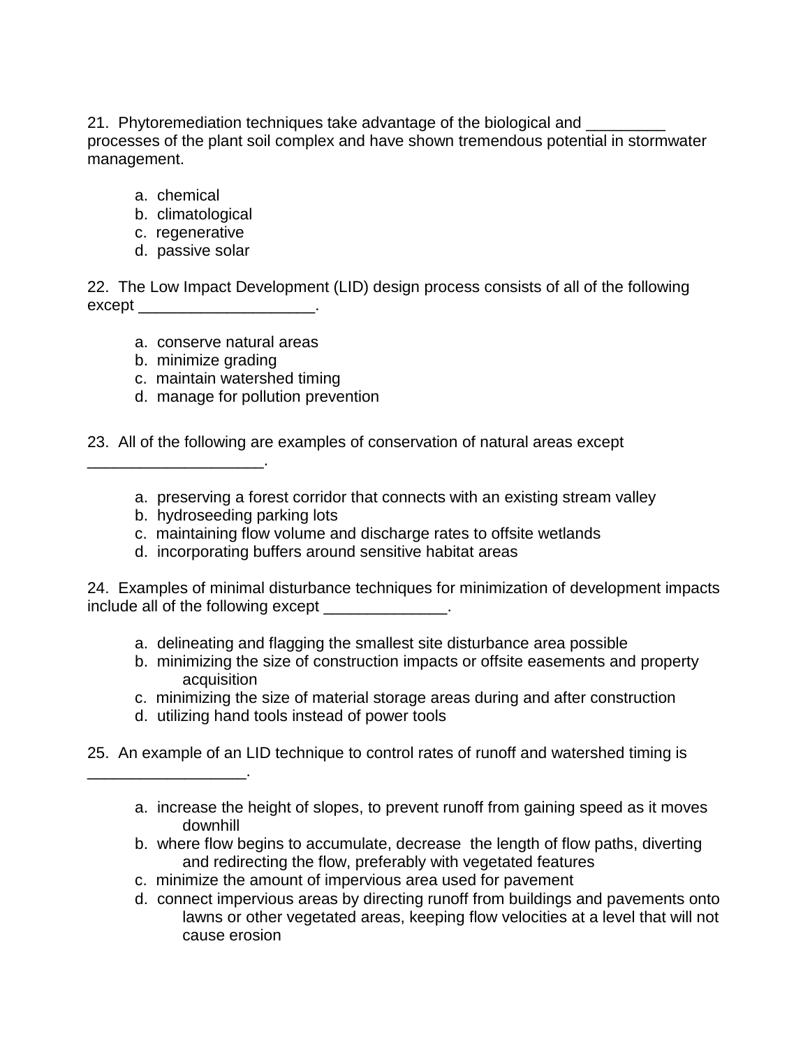21. Phytoremediation techniques take advantage of the biological and _________ processes of the plant soil complex and have shown tremendous potential in stormwater management.

   a. chemical
   b. climatological
   c. regenerative
   d. passive solar

22. The Low Impact Development (LID) design process consists of all of the following except ____________________.

   a. conserve natural areas
   b. minimize grading
   c. maintain watershed timing
   d. manage for pollution prevention

23. All of the following are examples of conservation of natural areas except ____________________.

   a. preserving a forest corridor that connects with an existing stream valley
   b. hydroseeding parking lots
   c. maintaining flow volume and discharge rates to offsite wetlands
   d. incorporating buffers around sensitive habitat areas

24. Examples of minimal disturbance techniques for minimization of development impacts include all of the following except ______________.

   a. delineating and flagging the smallest site disturbance area possible
   b. minimizing the size of construction impacts or offsite easements and property acquisition
   c. minimizing the size of material storage areas during and after construction
   d. utilizing hand tools instead of power tools

25. An example of an LID technique to control rates of runoff and watershed timing is __________________.

   a. increase the height of slopes, to prevent runoff from gaining speed as it moves downhill
   b. where flow begins to accumulate, decrease the length of flow paths, diverting and redirecting the flow, preferably with vegetated features
   c. minimize the amount of impervious area used for pavement
   d. connect impervious areas by directing runoff from buildings and pavements onto lawns or other vegetated areas, keeping flow velocities at a level that will not cause erosion